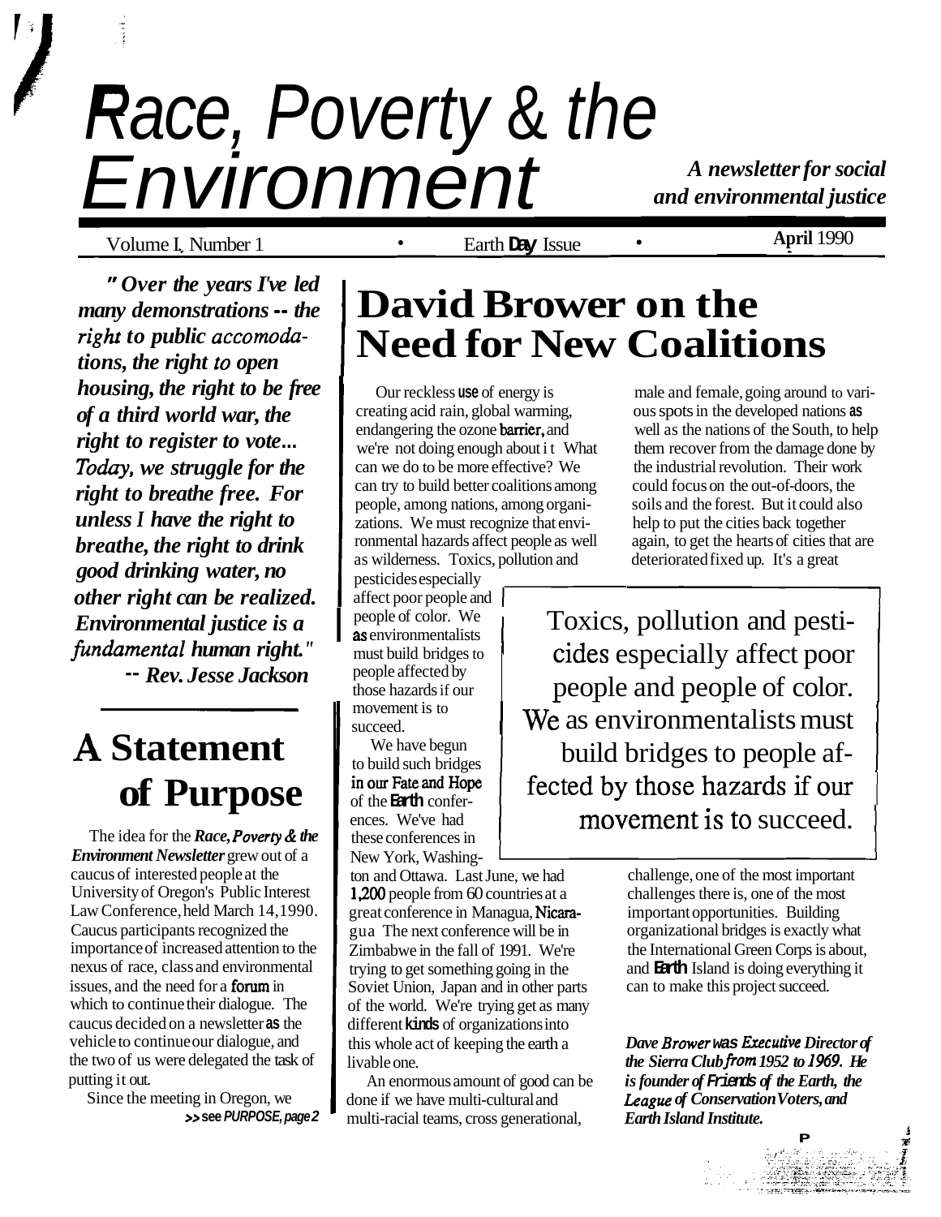# Race, Poverty & the Environment

*A newsletter for social and environmental justice*

Volume I, Number 1 • Earth Day Issue • April 1990

***"Over the years I've led many demonstrations -- the right to public accomodations, the right to open housing, the right to be free of a third world war, the right to register to vote... Today, we struggle for the right to breathe free. For unless I have the right to breathe, the right to drink good drinking water, no other right can be realized. Environmental justice is a fundamental human right."***
***-- Rev. Jesse Jackson***

## A Statement of Purpose

The idea for the ***Race, Poverty & the Environment Newsletter*** grew out of a caucus of interested people at the University of Oregon's Public Interest Law Conference, held March 14, 1990. Caucus participants recognized the importance of increased attention to the nexus of race, class and environmental issues, and the need for a forum in which to continue their dialogue. The caucus decided on a newsletter as the vehicle to continue our dialogue, and the two of us were delegated the task of putting it out.

Since the meeting in Oregon, we

**>> see PURPOSE, page 2**

## David Brower on the Need for New Coalitions

Our reckless use of energy is creating acid rain, global warming, endangering the ozone barrier, and we're not doing enough about it What can we do to be more effective? We can try to build better coalitions among people, among nations, among organizations. We must recognize that environmental hazards affect people as well as wilderness. Toxics, pollution and pesticides especially affect poor people and people of color. We as environmentalists must build bridges to people affected by those hazards if our movement is to succeed.

> Toxics, pollution and pesticides especially affect poor people and people of color. We as environmentalists must build bridges to people affected by those hazards if our movement is to succeed.

We have begun to build such bridges in our Fate and Hope of the Earth conferences. We've had these conferences in New York, Washington and Ottawa. Last June, we had 1,200 people from 60 countries at a great conference in Managua, Nicaragua The next conference will be in Zimbabwe in the fall of 1991. We're trying to get something going in the Soviet Union, Japan and in other parts of the world. We're trying get as many different kinds of organizations into this whole act of keeping the earth a livable one.

An enormous amount of good can be done if we have multi-cultural and multi-racial teams, cross generational, male and female, going around to various spots in the developed nations as well as the nations of the South, to help them recover from the damage done by the industrial revolution. Their work could focus on the out-of-doors, the soils and the forest. But it could also help to put the cities back together again, to get the hearts of cities that are deteriorated fixed up. It's a great challenge, one of the most important challenges there is, one of the most important opportunities. Building organizational bridges is exactly what the International Green Corps is about, and Earth Island is doing everything it can to make this project succeed.

***Dave Brower was Executive Director of the Sierra Club from 1952 to 1969. He is founder of Friends of the Earth, the League of Conservation Voters, and Earth Island Institute.***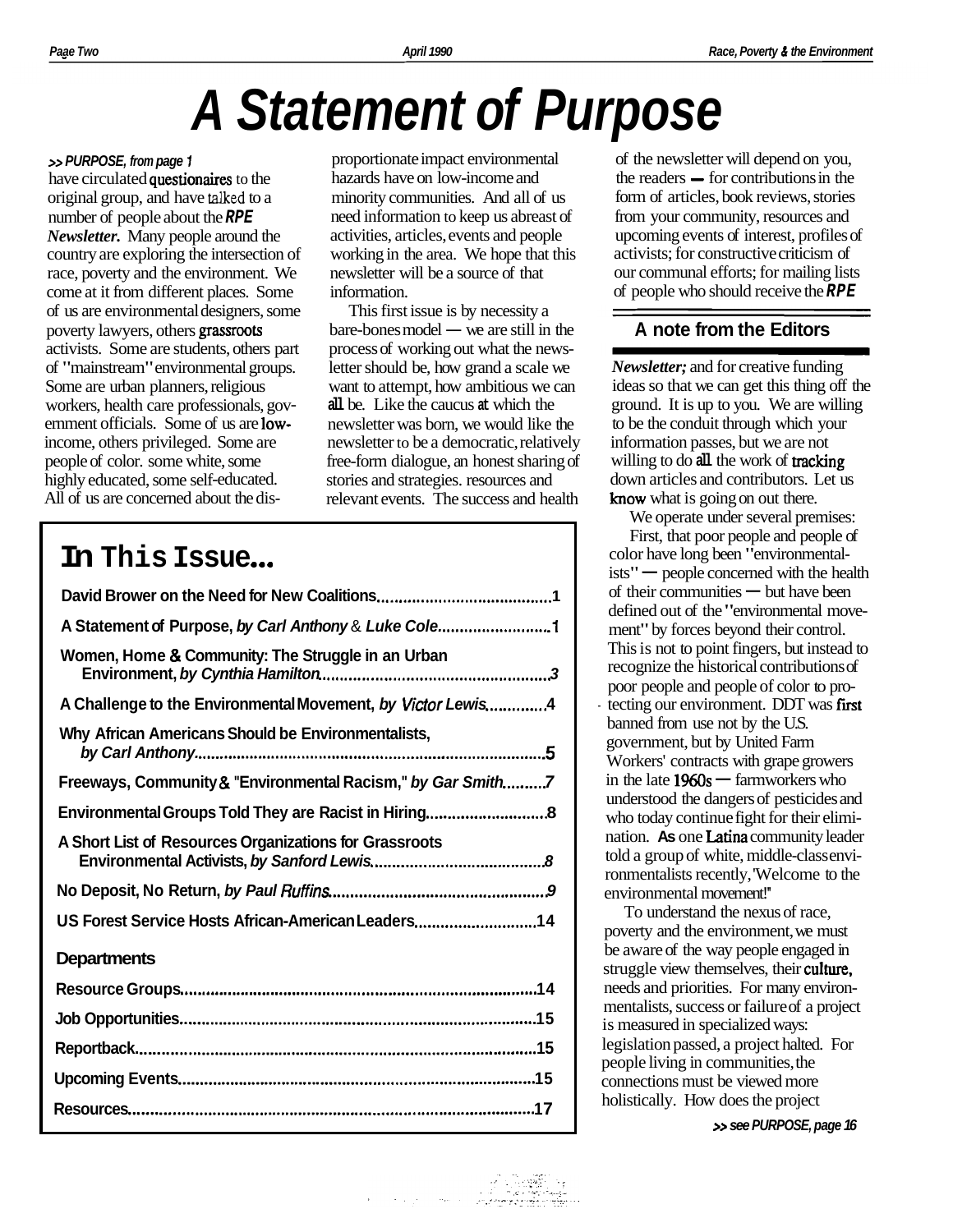# A Statement of Purpose

*>> PURPOSE, from page 1*

have circulated questionaires to the original group, and have talked to a number of people about the ***RPE Newsletter.*** Many people around the country are exploring the intersection of race, poverty and the environment. We come at it from different places. Some of us are environmental designers, some poverty lawyers, others grassroots activists. Some are students, others part of "mainstream" environmental groups. Some are urban planners, religious workers, health care professionals, government officials. Some of us are low-income, others privileged. Some are people of color. some white, some highly educated, some self-educated. All of us are concerned about the disproportionate impact environmental hazards have on low-income and minority communities. And all of us need information to keep us abreast of activities, articles, events and people working in the area. We hope that this newsletter will be a source of that information.

This first issue is by necessity a bare-bones model — we are still in the process of working out what the newsletter should be, how grand a scale we want to attempt, how ambitious we can all be. Like the caucus at which the newsletter was born, we would like the newsletter to be a democratic, relatively free-form dialogue, an honest sharing of stories and strategies. resources and relevant events. The success and health of the newsletter will depend on you, the readers — for contributions in the form of articles, book reviews, stories from your community, resources and upcoming events of interest, profiles of activists; for constructive criticism of our communal efforts; for mailing lists of people who should receive the ***RPE Newsletter;*** and for creative funding ideas so that we can get this thing off the ground. It is up to you. We are willing to be the conduit through which your information passes, but we are not willing to do all the work of tracking down articles and contributors. Let us know what is going on out there.

### A note from the Editors

We operate under several premises:

First, that poor people and people of color have long been "environmentalists" — people concerned with the health of their communities — but have been defined out of the "environmental movement" by forces beyond their control. This is not to point fingers, but instead to recognize the historical contributions of poor people and people of color to protecting our environment. DDT was first banned from use not by the U.S. government, but by United Farm Workers' contracts with grape growers in the late 1960s — farmworkers who understood the dangers of pesticides and who today continue fight for their elimination. As one Latina community leader told a group of white, middle-class environmentalists recently, 'Welcome to the environmental movement!"

To understand the nexus of race, poverty and the environment, we must be aware of the way people engaged in struggle view themselves, their culture, needs and priorities. For many environmentalists, success or failure of a project is measured in specialized ways: legislation passed, a project halted. For people living in communities, the connections must be viewed more holistically. How does the project

*>> see PURPOSE, page 16*

## In This Issue...

- David Brower on the Need for New Coalitions....1
- A Statement of Purpose, *by Carl Anthony & Luke Cole*....1
- Women, Home & Community: The Struggle in an Urban Environment, *by Cynthia Hamilton*....3
- A Challenge to the Environmental Movement, *by Victor Lewis*....4
- Why African Americans Should be Environmentalists, *by Carl Anthony*....5
- Freeways, Community & "Environmental Racism," *by Gar Smith*....7
- Environmental Groups Told They are Racist in Hiring....8
- A Short List of Resources Organizations for Grassroots Environmental Activists, *by Sanford Lewis*....8
- No Deposit, No Return, *by Paul Ruffins*....9
- US Forest Service Hosts African-American Leaders....14

**Departments**

- Resource Groups....14
- Job Opportunities....15
- Reportback....15
- Upcoming Events....15
- Resources....17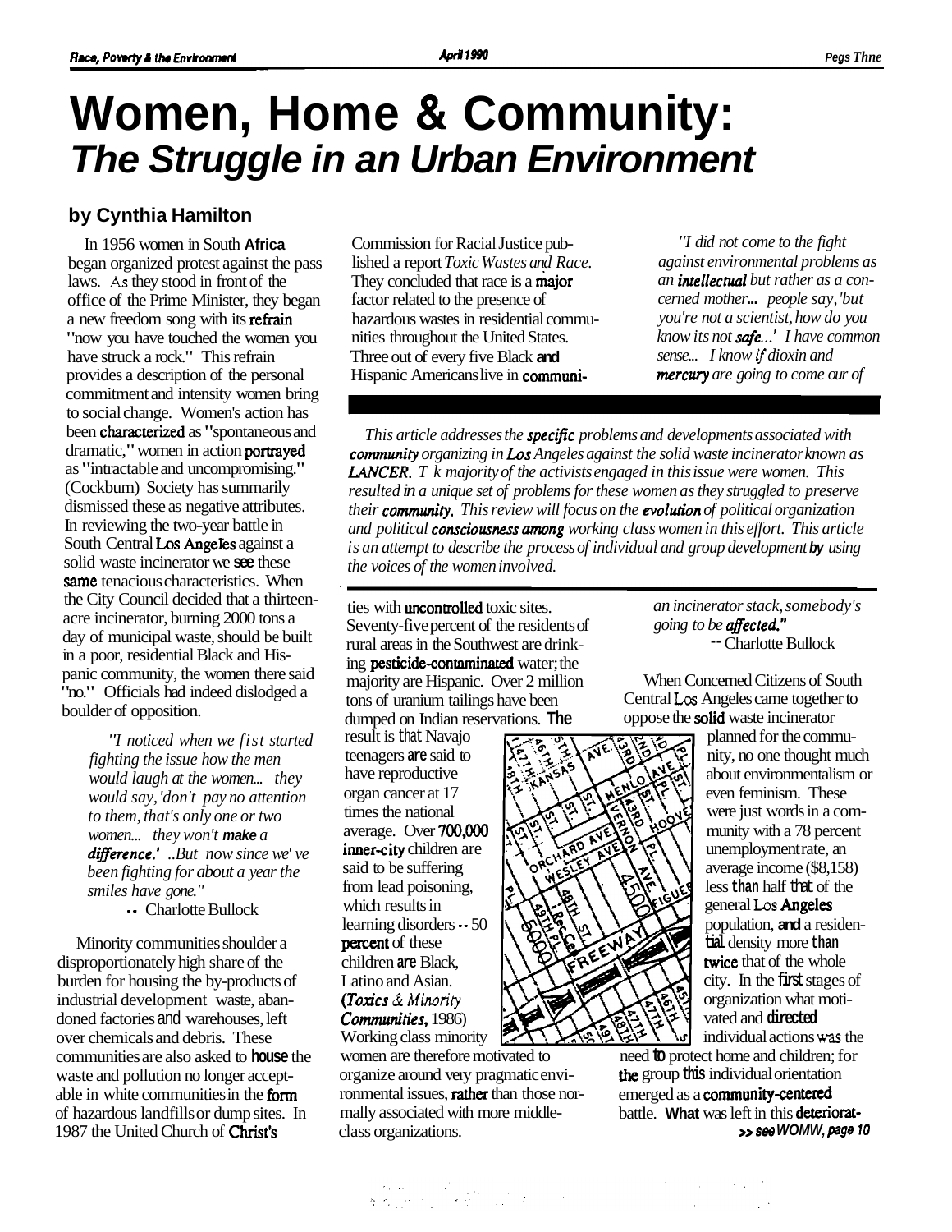# Women, Home & Community: *The Struggle in an Urban Environment*

**by Cynthia Hamilton**

*This article addresses the specific problems and developments associated with community organizing in Los Angeles against the solid waste incinerator known as LANCER. The majority of the activists engaged in this issue were women. This resulted in a unique set of problems for these women as they struggled to preserve their community. This review will focus on the evolution of political organization and political consciousness among working class women in this effort. This article is an attempt to describe the process of individual and group development by using the voices of the women involved.*

In 1956 women in South Africa began organized protest against the pass laws. As they stood in front of the office of the Prime Minister, they began a new freedom song with its refrain "now you have touched the women you have struck a rock." This refrain provides a description of the personal commitment and intensity women bring to social change. Women's action has been characterized as "spontaneous and dramatic," women in action portrayed as "intractable and uncompromising." (Cockburn) Society has summarily dismissed these as negative attributes. In reviewing the two-year battle in South Central Los Angeles against a solid waste incinerator we see these same tenacious characteristics. When the City Council decided that a thirteen-acre incinerator, burning 2000 tons a day of municipal waste, should be built in a poor, residential Black and Hispanic community, the women there said "no." Officials had indeed dislodged a boulder of opposition.

> *"I noticed when we fist started fighting the issue how the men would laugh at the women... they would say, 'don't pay no attention to them, that's only one or two women... they won't make a difference.' ..But now since we' ve been fighting for about a year the smiles have gone."*
>
> -- Charlotte Bullock

Minority communities shoulder a disproportionately high share of the burden for housing the by-products of industrial development waste, abandoned factories and warehouses, left over chemicals and debris. These communities are also asked to house the waste and pollution no longer acceptable in white communities in the form of hazardous landfills or dump sites. In 1987 the United Church of Christ's Commission for Racial Justice published a report *Toxic Wastes and Race*. They concluded that race is a major factor related to the presence of hazardous wastes in residential communities throughout the United States. Three out of every five Black and Hispanic Americans live in communities with uncontrolled toxic sites. Seventy-five percent of the residents of rural areas in the Southwest are drinking pesticide-contaminated water; the majority are Hispanic. Over 2 million tons of uranium tailings have been dumped on Indian reservations. The result is that Navajo teenagers are said to have reproductive organ cancer at 17 times the national average. Over 700,000 inner-city children are said to be suffering from lead poisoning, which results in learning disorders -- 50 percent of these children are Black, Latino and Asian. (*Toxics & Minority Communities*, 1986) Working class minority women are therefore motivated to organize around very pragmatic environmental issues, rather than those normally associated with more middle-class organizations.

> *"I did not come to the fight against environmental problems as an intellectual but rather as a concerned mother... people say, 'but you're not a scientist, how do you know its not safe...' I have common sense... I know if dioxin and mercury are going to come our of an incinerator stack, somebody's going to be affected."*
>
> -- Charlotte Bullock

When Concerned Citizens of South Central Los Angeles came together to oppose the solid waste incinerator planned for the community, no one thought much about environmentalism or even feminism. These were just words in a community with a 78 percent unemployment rate, an average income ($8,158) less than half that of the general Los Angeles population, and a residential density more than twice that of the whole city. In the first stages of organization what motivated and directed individual actions was the need to protect home and children; for the group this individual orientation emerged as a community-centered battle. What was left in this deteriorat-

>> see WOMW, page 10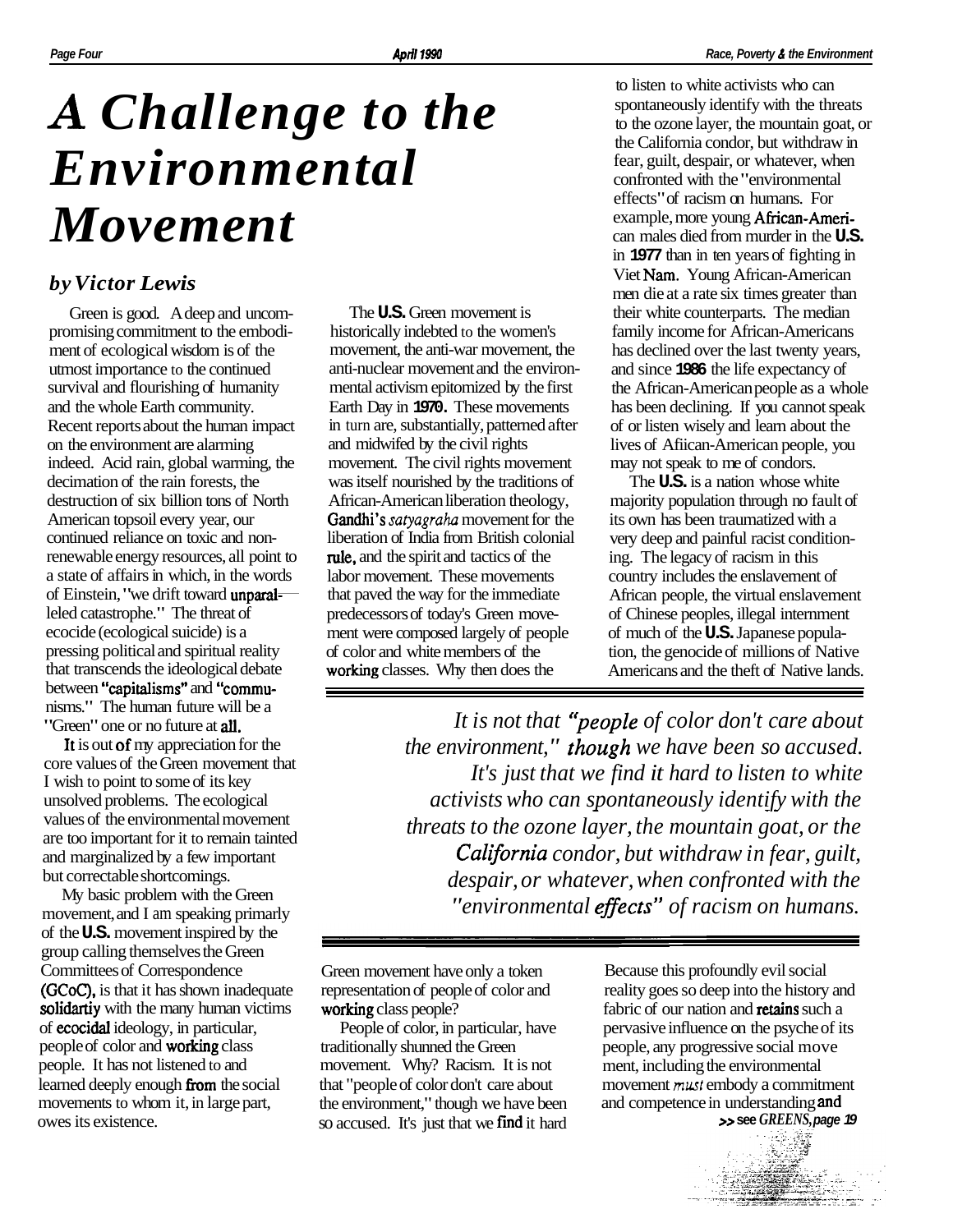# A Challenge to the Environmental Movement

*by Victor Lewis*

Green is good. A deep and uncompromising commitment to the embodiment of ecological wisdom is of the utmost importance to the continued survival and flourishing of humanity and the whole Earth community. Recent reports about the human impact on the environment are alarming indeed. Acid rain, global warming, the decimation of the rain forests, the destruction of six billion tons of North American topsoil every year, our continued reliance on toxic and non-renewable energy resources, all point to a state of affairs in which, in the words of Einstein, "we drift toward unparalleled catastrophe." The threat of ecocide (ecological suicide) is a pressing political and spiritual reality that transcends the ideological debate between "capitalisms" and "communisms." The human future will be a "Green" one or no future at all.

It is out of my appreciation for the core values of the Green movement that I wish to point to some of its key unsolved problems. The ecological values of the environmental movement are too important for it to remain tainted and marginalized by a few important but correctable shortcomings.

My basic problem with the Green movement, and I am speaking primarily of the U.S. movement inspired by the group calling themselves the Green Committees of Correspondence (GCoC), is that it has shown inadequate solidartiy with the many human victims of ecocidal ideology, in particular, people of color and working class people. It has not listened to and learned deeply enough from the social movements to whom it, in large part, owes its existence.

The U.S. Green movement is historically indebted to the women's movement, the anti-war movement, the anti-nuclear movement and the environmental activism epitomized by the first Earth Day in 1970. These movements in turn are, substantially, patterned after and midwifed by the civil rights movement. The civil rights movement was itself nourished by the traditions of African-American liberation theology, Gandhi's *satyagraha* movement for the liberation of India from British colonial rule, and the spirit and tactics of the labor movement. These movements that paved the way for the immediate predecessors of today's Green movement were composed largely of people of color and white members of the working classes. Why then does the Green movement have only a token representation of people of color and working class people?

People of color, in particular, have traditionally shunned the Green movement. Why? Racism. It is not that "people of color don't care about the environment," though we have been so accused. It's just that we find it hard to listen to white activists who can spontaneously identify with the threats to the ozone layer, the mountain goat, or the California condor, but withdraw in fear, guilt, despair, or whatever, when confronted with the "environmental effects" of racism on humans. For example, more young African-American males died from murder in the U.S. in 1977 than in ten years of fighting in Viet Nam. Young African-American men die at a rate six times greater than their white counterparts. The median family income for African-Americans has declined over the last twenty years, and since 1986 the life expectancy of the African-American people as a whole has been declining. If you cannot speak of or listen wisely and learn about the lives of Afiican-American people, you may not speak to me of condors.

> *It is not that "people of color don't care about the environment," though we have been so accused. It's just that we find it hard to listen to white activists who can spontaneously identify with the threats to the ozone layer, the mountain goat, or the California condor, but withdraw in fear, guilt, despair, or whatever, when confronted with the "environmental effects" of racism on humans.*

The U.S. is a nation whose white majority population through no fault of its own has been traumatized with a very deep and painful racist conditioning. The legacy of racism in this country includes the enslavement of African people, the virtual enslavement of Chinese peoples, illegal internment of much of the U.S. Japanese population, the genocide of millions of Native Americans and the theft of Native lands. Because this profoundly evil social reality goes so deep into the history and fabric of our nation and retains such a pervasive influence on the psyche of its people, any progressive social movement, including the environmental movement *must* embody a commitment and competence in understanding and

>> see *GREENS, page 19*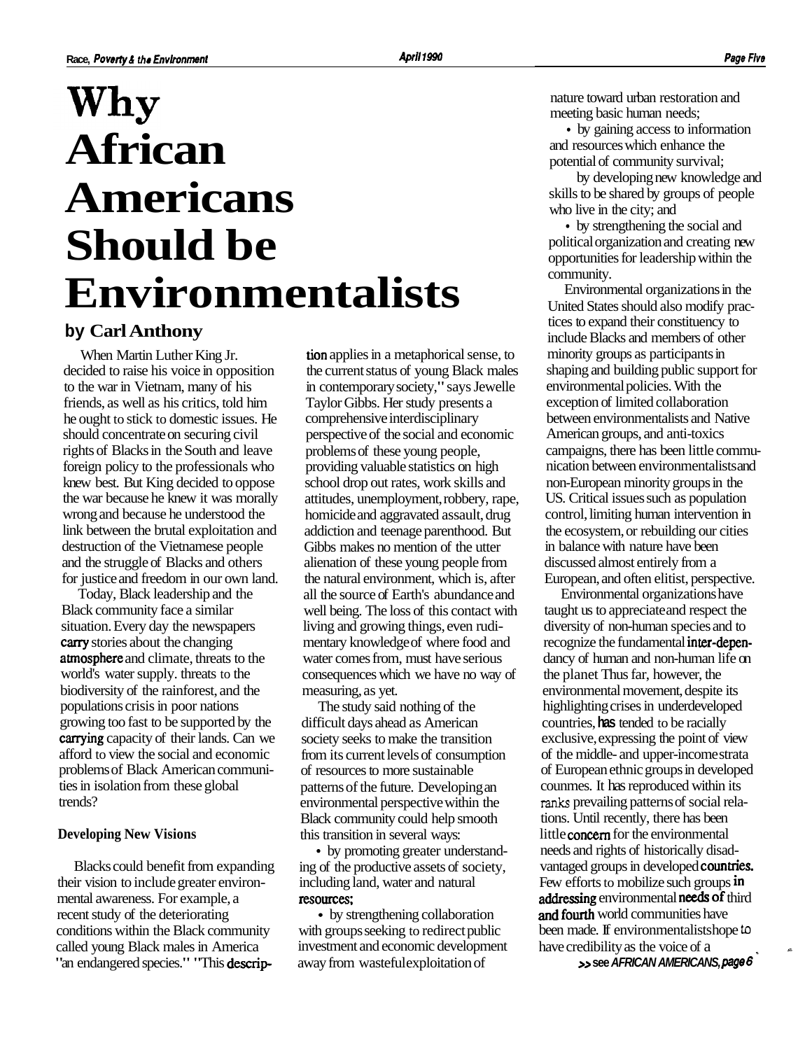# Why African Americans Should be Environmentalists

**by Carl Anthony**

When Martin Luther King Jr. decided to raise his voice in opposition to the war in Vietnam, many of his friends, as well as his critics, told him he ought to stick to domestic issues. He should concentrate on securing civil rights of Blacks in the South and leave foreign policy to the professionals who knew best. But King decided to oppose the war because he knew it was morally wrong and because he understood the link between the brutal exploitation and destruction of the Vietnamese people and the struggle of Blacks and others for justice and freedom in our own land.

Today, Black leadership and the Black community face a similar situation. Every day the newspapers carry stories about the changing atmosphere and climate, threats to the world's water supply. threats to the biodiversity of the rainforest, and the populations crisis in poor nations growing too fast to be supported by the carrying capacity of their lands. Can we afford to view the social and economic problems of Black American communities in isolation from these global trends?

### Developing New Visions

Blacks could benefit from expanding their vision to include greater environmental awareness. For example, a recent study of the deteriorating conditions within the Black community called young Black males in America "an endangered species." "This description applies in a metaphorical sense, to the current status of young Black males in contemporary society," says Jewelle Taylor Gibbs. Her study presents a comprehensive interdisciplinary perspective of the social and economic problems of these young people, providing valuable statistics on high school drop out rates, work skills and attitudes, unemployment, robbery, rape, homicide and aggravated assault, drug addiction and teenage parenthood. But Gibbs makes no mention of the utter alienation of these young people from the natural environment, which is, after all the source of Earth's abundance and well being. The loss of this contact with living and growing things, even rudimentary knowledge of where food and water comes from, must have serious consequences which we have no way of measuring, as yet.

The study said nothing of the difficult days ahead as American society seeks to make the transition from its current levels of consumption of resources to more sustainable patterns of the future. Developing an environmental perspective within the Black community could help smooth this transition in several ways:

- by promoting greater understanding of the productive assets of society, including land, water and natural resources;
- by strengthening collaboration with groups seeking to redirect public investment and economic development away from wasteful exploitation of nature toward urban restoration and meeting basic human needs;
- by gaining access to information and resources which enhance the potential of community survival;
- by developing new knowledge and skills to be shared by groups of people who live in the city; and
- by strengthening the social and political organization and creating new opportunities for leadership within the community.

Environmental organizations in the United States should also modify practices to expand their constituency to include Blacks and members of other minority groups as participants in shaping and building public support for environmental policies. With the exception of limited collaboration between environmentalists and Native American groups, and anti-toxics campaigns, there has been little communication between environmentalists and non-European minority groups in the US. Critical issues such as population control, limiting human intervention in the ecosystem, or rebuilding our cities in balance with nature have been discussed almost entirely from a European, and often elitist, perspective.

Environmental organizations have taught us to appreciate and respect the diversity of non-human species and to recognize the fundamental inter-dependancy of human and non-human life on the planet Thus far, however, the environmental movement, despite its highlighting crises in underdeveloped countries, has tended to be racially exclusive, expressing the point of view of the middle- and upper-income strata of European ethnic groups in developed countries. It has reproduced within its ranks prevailing patterns of social relations. Until recently, there has been little concern for the environmental needs and rights of historically disadvantaged groups in developed countries. Few efforts to mobilize such groups in addressing environmental needs of third and fourth world communities have been made. If environmentalists hope to have credibility as the voice of a

>> see *AFRICAN AMERICANS, page 6*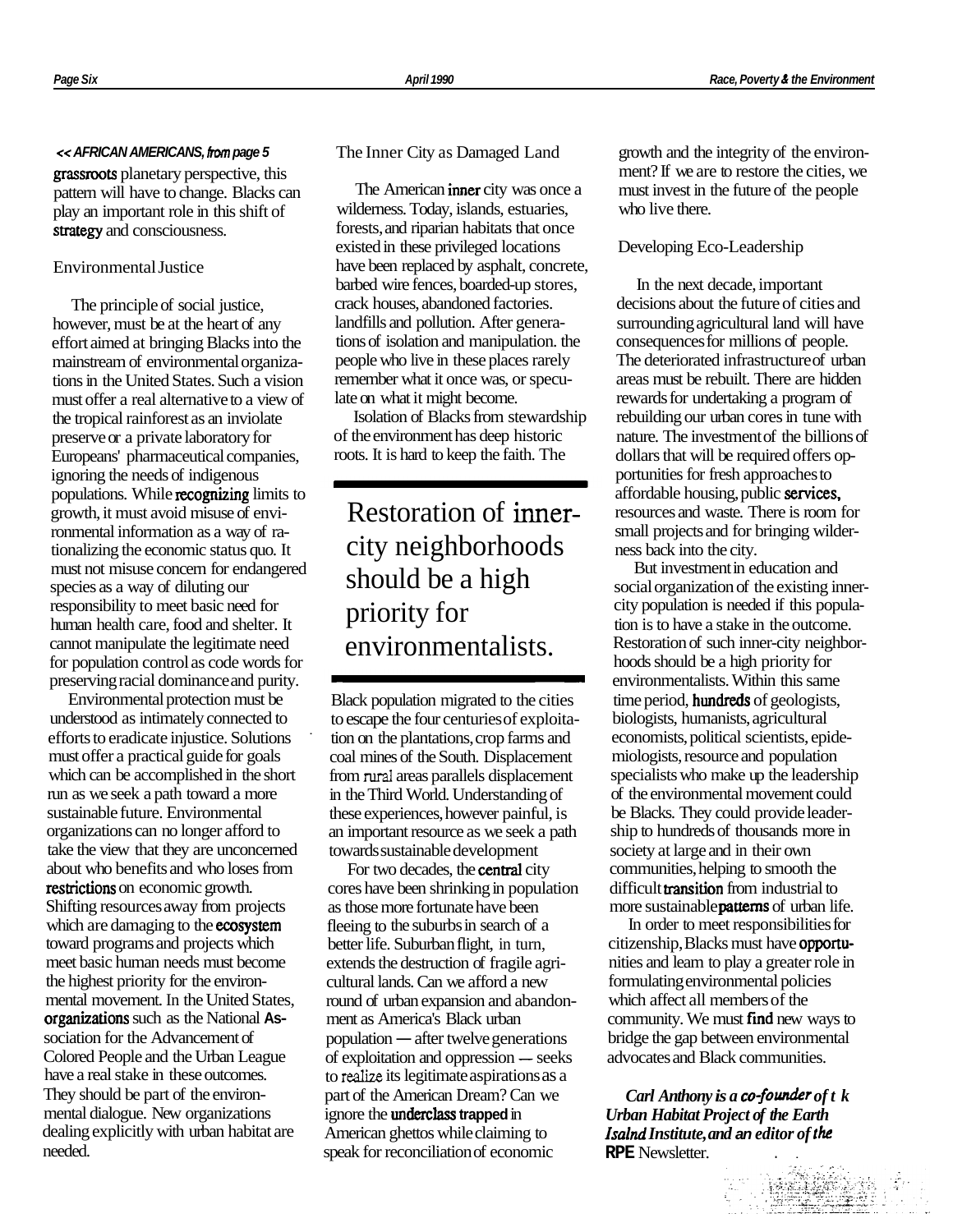*<< AFRICAN AMERICANS, from page 5*

grassroots planetary perspective, this pattern will have to change. Blacks can play an important role in this shift of strategy and consciousness.

## Environmental Justice

The principle of social justice, however, must be at the heart of any effort aimed at bringing Blacks into the mainstream of environmental organizations in the United States. Such a vision must offer a real alternative to a view of the tropical rainforest as an inviolate preserve or a private laboratory for Europeans' pharmaceutical companies, ignoring the needs of indigenous populations. While recognizing limits to growth, it must avoid misuse of environmental information as a way of rationalizing the economic status quo. It must not misuse concern for endangered species as a way of diluting our responsibility to meet basic need for human health care, food and shelter. It cannot manipulate the legitimate need for population control as code words for preserving racial dominance and purity.

Environmental protection must be understood as intimately connected to efforts to eradicate injustice. Solutions must offer a practical guide for goals which can be accomplished in the short run as we seek a path toward a more sustainable future. Environmental organizations can no longer afford to take the view that they are unconcerned about who benefits and who loses from restrictions on economic growth. Shifting resources away from projects which are damaging to the ecosystem toward programs and projects which meet basic human needs must become the highest priority for the environmental movement. In the United States, organizations such as the National Association for the Advancement of Colored People and the Urban League have a real stake in these outcomes. They should be part of the environmental dialogue. New organizations dealing explicitly with urban habitat are needed.

## The Inner City as Damaged Land

The American inner city was once a wilderness. Today, islands, estuaries, forests, and riparian habitats that once existed in these privileged locations have been replaced by asphalt, concrete, barbed wire fences, boarded-up stores, crack houses, abandoned factories. landfills and pollution. After generations of isolation and manipulation. the people who live in these places rarely remember what it once was, or speculate on what it might become.

Isolation of Blacks from stewardship of the environment has deep historic roots. It is hard to keep the faith. The Black population migrated to the cities to escape the four centuries of exploitation on the plantations, crop farms and coal mines of the South. Displacement from rural areas parallels displacement in the Third World. Understanding of these experiences, however painful, is an important resource as we seek a path towards sustainable development

> Restoration of inner-city neighborhoods should be a high priority for environmentalists.

For two decades, the central city cores have been shrinking in population as those more fortunate have been fleeing to the suburbs in search of a better life. Suburban flight, in turn, extends the destruction of fragile agricultural lands. Can we afford a new round of urban expansion and abandonment as America's Black urban population — after twelve generations of exploitation and oppression — seeks to realize its legitimate aspirations as a part of the American Dream? Can we ignore the underclass trapped in American ghettos while claiming to speak for reconciliation of economic growth and the integrity of the environment? If we are to restore the cities, we must invest in the future of the people who live there.

## Developing Eco-Leadership

In the next decade, important decisions about the future of cities and surrounding agricultural land will have consequences for millions of people. The deteriorated infrastructure of urban areas must be rebuilt. There are hidden rewards for undertaking a program of rebuilding our urban cores in tune with nature. The investment of the billions of dollars that will be required offers opportunities for fresh approaches to affordable housing, public services, resources and waste. There is room for small projects and for bringing wilderness back into the city.

But investment in education and social organization of the existing inner-city population is needed if this population is to have a stake in the outcome. Restoration of such inner-city neighborhoods should be a high priority for environmentalists. Within this same time period, hundreds of geologists, biologists, humanists, agricultural economists, political scientists, epidemiologists, resource and population specialists who make up the leadership of the environmental movement could be Blacks. They could provide leadership to hundreds of thousands more in society at large and in their own communities, helping to smooth the difficult transition from industrial to more sustainable patterns of urban life.

In order to meet responsibilities for citizenship, Blacks must have opportunities and leam to play a greater role in formulating environmental policies which affect all members of the community. We must find new ways to bridge the gap between environmental advocates and Black communities.

***Carl Anthony is a co-founder of t k Urban Habitat Project of the Earth Isalnd Institute, and an editor of the*** **RPE** Newsletter.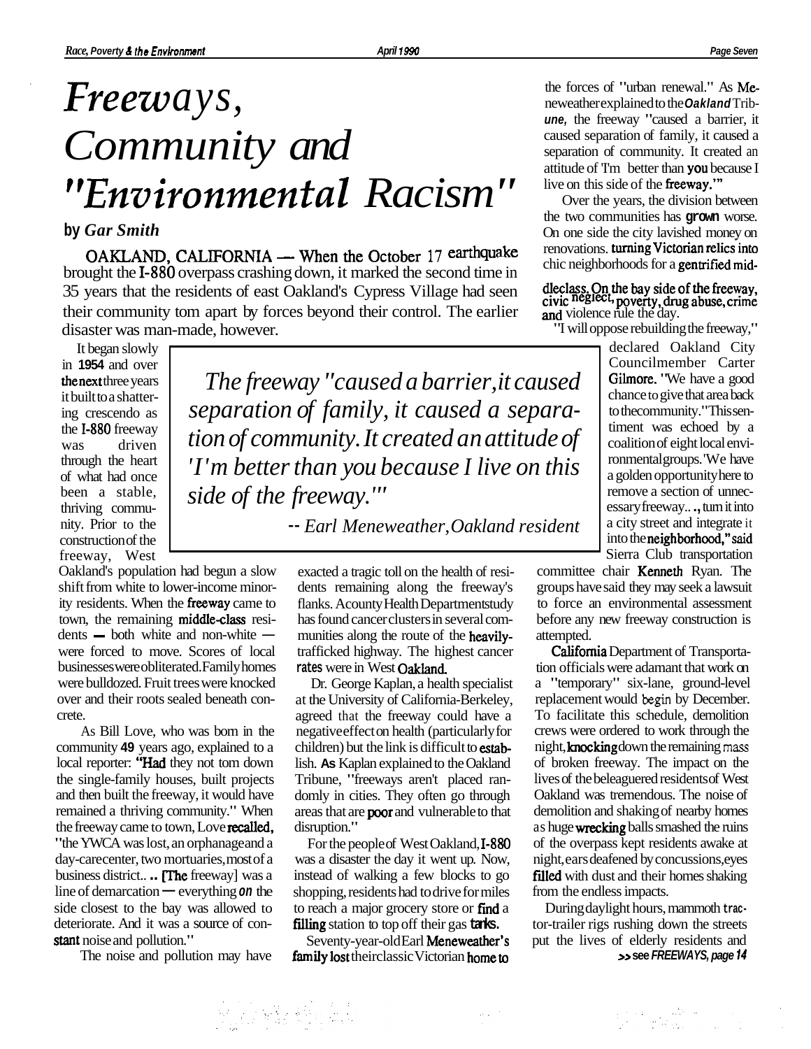# *Freeways, Community and "Environmental Racism"*

**by *Gar Smith***

OAKLAND, CALIFORNIA — When the October 17 earthquake brought the I-880 overpass crashing down, it marked the second time in 35 years that the residents of east Oakland's Cypress Village had seen their community tom apart by forces beyond their control. The earlier disaster was man-made, however.

It began slowly in 1954 and over the next three years it built to a shattering crescendo as the I-880 freeway was driven through the heart of what had once been a stable, thriving community. Prior to the construction of the freeway, West Oakland's population had begun a slow shift from white to lower-income minority residents. When the freeway came to town, the remaining middle-class residents — both white and non-white — were forced to move. Scores of local businesses were obliterated. Family homes were bulldozed. Fruit trees were knocked over and their roots sealed beneath concrete.

> *The freeway "caused a barrier, it caused separation of family, it caused a separation of community. It created an attitude of 'I'm better than you because I live on this side of the freeway.'"*
>
> *-- Earl Meneweather, Oakland resident*

As Bill Love, who was born in the community 49 years ago, explained to a local reporter: "Had they not tom down the single-family houses, built projects and then built the freeway, it would have remained a thriving community." When the freeway came to town, Love recalled, "the YWCA was lost, an orphanage and a day-care center, two mortuaries, most of a business district.. .. [The freeway] was a line of demarcation — everything *on* the side closest to the bay was allowed to deteriorate. And it was a source of constant noise and pollution."

The noise and pollution may have exacted a tragic toll on the health of residents remaining along the freeway's flanks. A county Health Department study has found cancer clusters in several communities along the route of the heavily-trafficked highway. The highest cancer rates were in West Oakland.

Dr. George Kaplan, a health specialist at the University of California-Berkeley, agreed that the freeway could have a negative effect on health (particularly for children) but the link is difficult to establish. As Kaplan explained to the Oakland Tribune, "freeways aren't placed randomly in cities. They often go through areas that are poor and vulnerable to that disruption."

For the people of West Oakland, I-880 was a disaster the day it went up. Now, instead of walking a few blocks to go shopping, residents had to drive for miles to reach a major grocery store or find a filling station to top off their gas tanks.

Seventy-year-old Earl Meneweather's family lost their classic Victorian home to the forces of "urban renewal." As Meneweather explained to the *Oakland Tribune,* the freeway "caused a barrier, it caused separation of family, it caused a separation of community. It created an attitude of 'I'm better than you because I live on this side of the freeway.'"

Over the years, the division between the two communities has grown worse. On one side the city lavished money on renovations. turning Victorian relics into chic neighborhoods for a gentrified middleclass. On the bay side of the freeway, civic neglect, poverty, drug abuse, crime and violence rule the day.

"I will oppose rebuilding the freeway," declared Oakland City Councilmember Carter Gilmore. "We have a good chance to give that area back to the community." This sentiment was echoed by a coalition of eight local environmental groups. 'We have a golden opportunity here to remove a section of unnecessary freeway.. ., turn it into a city street and integrate it into the neighborhood," said Sierra Club transportation committee chair Kenneth Ryan. The groups have said they may seek a lawsuit to force an environmental assessment before any new freeway construction is attempted.

California Department of Transportation officials were adamant that work on a "temporary" six-lane, ground-level replacement would begin by December. To facilitate this schedule, demolition crews were ordered to work through the night, knocking down the remaining mass of broken freeway. The impact on the lives of the beleaguered residents of West Oakland was tremendous. The noise of demolition and shaking of nearby homes as huge wrecking balls smashed the ruins of the overpass kept residents awake at night, ears deafened by concussions, eyes filled with dust and their homes shaking from the endless impacts.

During daylight hours, mammoth tractor-trailer rigs rushing down the streets put the lives of elderly residents and

*>> see FREEWAYS, page 14*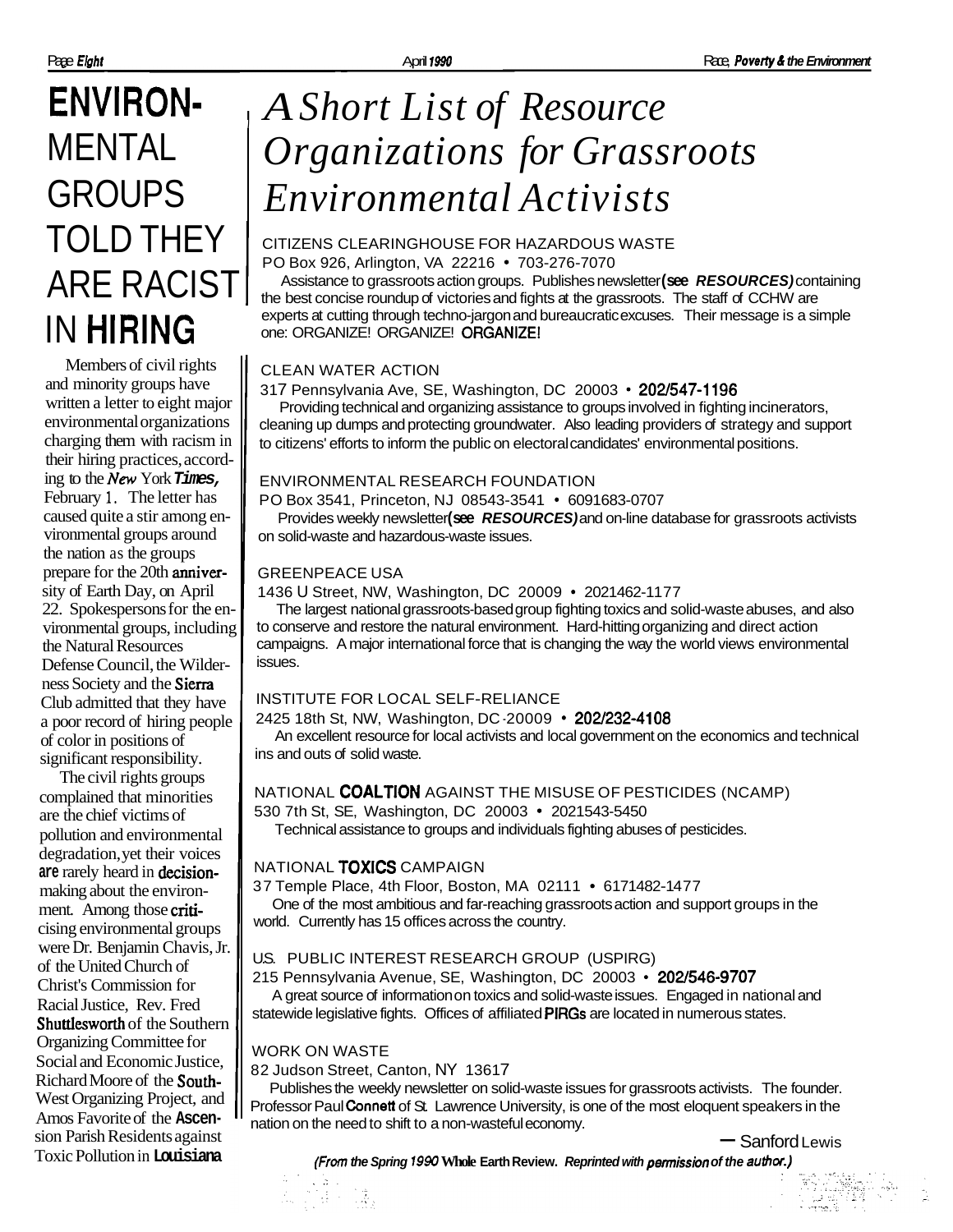# ENVIRONMENTAL GROUPS TOLD THEY ARE RACIST IN HIRING

Members of civil rights and minority groups have written a letter to eight major environmental organizations charging them with racism in their hiring practices, according to the *New York Times,* February 1. The letter has caused quite a stir among environmental groups around the nation as the groups prepare for the 20th anniversity of Earth Day, on April 22. Spokespersons for the environmental groups, including the Natural Resources Defense Council, the Wilderness Society and the Sierra Club admitted that they have a poor record of hiring people of color in positions of significant responsibility.

The civil rights groups complained that minorities are the chief victims of pollution and environmental degradation, yet their voices are rarely heard in decision-making about the environment. Among those criticising environmental groups were Dr. Benjamin Chavis, Jr. of the United Church of Christ's Commission for Racial Justice, Rev. Fred Shuttlesworth of the Southern Organizing Committee for Social and Economic Justice, Richard Moore of the South-West Organizing Project, and Amos Favorite of the Ascension Parish Residents against Toxic Pollution in Louisiana

# *A Short List of Resource Organizations for Grassroots Environmental Activists*

CITIZENS CLEARINGHOUSE FOR HAZARDOUS WASTE
PO Box 926, Arlington, VA 22216 • 703-276-7070
Assistance to grassroots action groups. Publishes newsletter (see ***RESOURCES)*** containing the best concise roundup of victories and fights at the grassroots. The staff of CCHW are experts at cutting through techno-jargon and bureaucratic excuses. Their message is a simple one: ORGANIZE! ORGANIZE! ORGANIZE!

CLEAN WATER ACTION
317 Pennsylvania Ave, SE, Washington, DC 20003 • 202/547-1196
Providing technical and organizing assistance to groups involved in fighting incinerators, cleaning up dumps and protecting groundwater. Also leading providers of strategy and support to citizens' efforts to inform the public on electoral candidates' environmental positions.

ENVIRONMENTAL RESEARCH FOUNDATION
PO Box 3541, Princeton, NJ 08543-3541 • 6091683-0707
Provides weekly newsletter (see ***RESOURCES)*** and on-line database for grassroots activists on solid-waste and hazardous-waste issues.

GREENPEACE USA
1436 U Street, NW, Washington, DC 20009 • 2021462-1177
The largest national grassroots-based group fighting toxics and solid-waste abuses, and also to conserve and restore the natural environment. Hard-hitting organizing and direct action campaigns. A major international force that is changing the way the world views environmental issues.

INSTITUTE FOR LOCAL SELF-RELIANCE
2425 18th St, NW, Washington, DC 20009 • 202/232-4108
An excellent resource for local activists and local government on the economics and technical ins and outs of solid waste.

NATIONAL COALTION AGAINST THE MISUSE OF PESTICIDES (NCAMP)
530 7th St, SE, Washington, DC 20003 • 2021543-5450
Technical assistance to groups and individuals fighting abuses of pesticides.

NATIONAL TOXICS CAMPAIGN
37 Temple Place, 4th Floor, Boston, MA 02111 • 6171482-1477
One of the most ambitious and far-reaching grassroots action and support groups in the world. Currently has 15 offices across the country.

U.S. PUBLIC INTEREST RESEARCH GROUP (USPIRG)
215 Pennsylvania Avenue, SE, Washington, DC 20003 • 202/546-9707
A great source of information on toxics and solid-waste issues. Engaged in national and statewide legislative fights. Offices of affiliated PIRGs are located in numerous states.

WORK ON WASTE
82 Judson Street, Canton, NY 13617
Publishes the weekly newsletter on solid-waste issues for grassroots activists. The founder. Professor Paul Connett of St. Lawrence University, is one of the most eloquent speakers in the nation on the need to shift to a non-wasteful economy.

— Sanford Lewis

*(From the Spring 1990* **Whole Earth Review.** *Reprinted with permission of the author.)*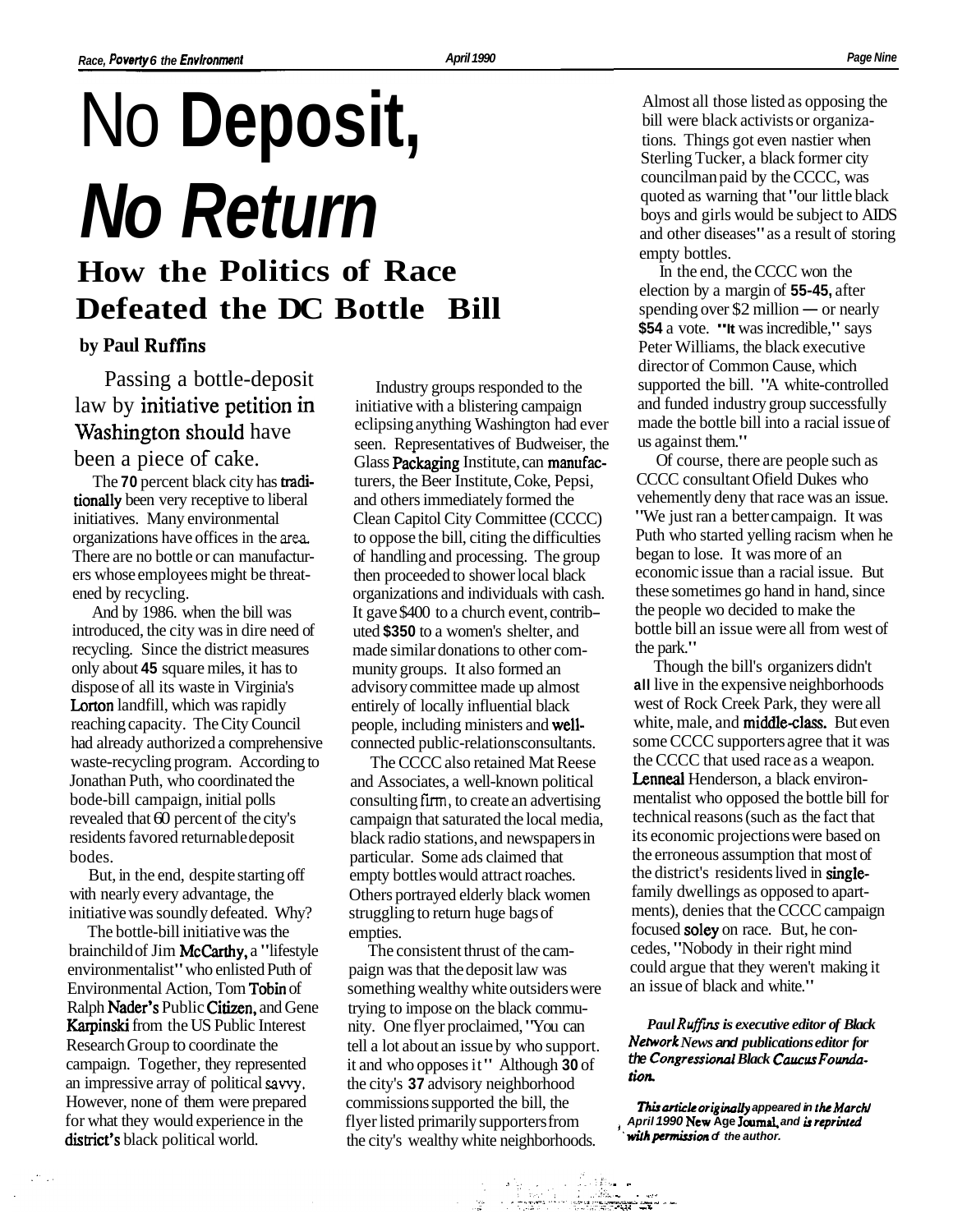# No **Deposit,** ***No Return***

## How the Politics of Race Defeated the DC Bottle Bill

**by Paul Ruffins**

Passing a bottle-deposit law by initiative petition in Washington should have been a piece of cake.

The **70** percent black city has traditionally been very receptive to liberal initiatives. Many environmental organizations have offices in the area. There are no bottle or can manufacturers whose employees might be threatened by recycling.

And by 1986. when the bill was introduced, the city was in dire need of recycling. Since the district measures only about **45** square miles, it has to dispose of all its waste in Virginia's Lorton landfill, which was rapidly reaching capacity. The City Council had already authorized a comprehensive waste-recycling program. According to Jonathan Puth, who coordinated the bode-bill campaign, initial polls revealed that 60 percent of the city's residents favored returnable deposit bodes.

But, in the end, despite starting off with nearly every advantage, the initiative was soundly defeated. Why?

The bottle-bill initiative was the brainchild of Jim McCarthy, a "lifestyle environmentalist" who enlisted Puth of Environmental Action, Tom Tobin of Ralph Nader's Public Citizen, and Gene Karpinski from the US Public Interest Research Group to coordinate the campaign. Together, they represented an impressive array of political savvy. However, none of them were prepared for what they would experience in the district's black political world.

Industry groups responded to the initiative with a blistering campaign eclipsing anything Washington had ever seen. Representatives of Budweiser, the Glass Packaging Institute, can manufacturers, the Beer Institute, Coke, Pepsi, and others immediately formed the Clean Capitol City Committee (CCCC) to oppose the bill, citing the difficulties of handling and processing. The group then proceeded to shower local black organizations and individuals with cash. It gave $400 to a church event, contributed **$350** to a women's shelter, and made similar donations to other community groups. It also formed an advisory committee made up almost entirely of locally influential black people, including ministers and well-connected public-relations consultants.

The CCCC also retained Mat Reese and Associates, a well-known political consulting firm, to create an advertising campaign that saturated the local media, black radio stations, and newspapers in particular. Some ads claimed that empty bottles would attract roaches. Others portrayed elderly black women struggling to return huge bags of empties.

The consistent thrust of the campaign was that the deposit law was something wealthy white outsiders were trying to impose on the black community. One flyer proclaimed, "You can tell a lot about an issue by who support. it and who opposes it" Although **30** of the city's **37** advisory neighborhood commissions supported the bill, the flyer listed primarily supporters from the city's wealthy white neighborhoods.

Almost all those listed as opposing the bill were black activists or organizations. Things got even nastier when Sterling Tucker, a black former city councilman paid by the CCCC, was quoted as warning that "our little black boys and girls would be subject to AIDS and other diseases" as a result of storing empty bottles.

In the end, the CCCC won the election by a margin of **55-45,** after spending over $2 million — or nearly **$54** a vote. "It was incredible," says Peter Williams, the black executive director of Common Cause, which supported the bill. "A white-controlled and funded industry group successfully made the bottle bill into a racial issue of us against them."

Of course, there are people such as CCCC consultant Ofield Dukes who vehemently deny that race was an issue. "We just ran a better campaign. It was Puth who started yelling racism when he began to lose. It was more of an economic issue than a racial issue. But these sometimes go hand in hand, since the people wo decided to make the bottle bill an issue were all from west of the park."

Though the bill's organizers didn't **all** live in the expensive neighborhoods west of Rock Creek Park, they were all white, male, and middle-class. But even some CCCC supporters agree that it was the CCCC that used race as a weapon. Lenneal Henderson, a black environmentalist who opposed the bottle bill for technical reasons (such as the fact that its economic projections were based on the erroneous assumption that most of the district's residents lived in single-family dwellings as opposed to apartments), denies that the CCCC campaign focused soley on race. But, he concedes, "Nobody in their right mind could argue that they weren't making it an issue of black and white."

*Paul Ruffins is executive editor of Black Network News and publications editor for the Congressional Black Caucus Foundation.*

*This article originally appeared in the March/April 1990 New Age Journal, and is reprinted with permission of the author.*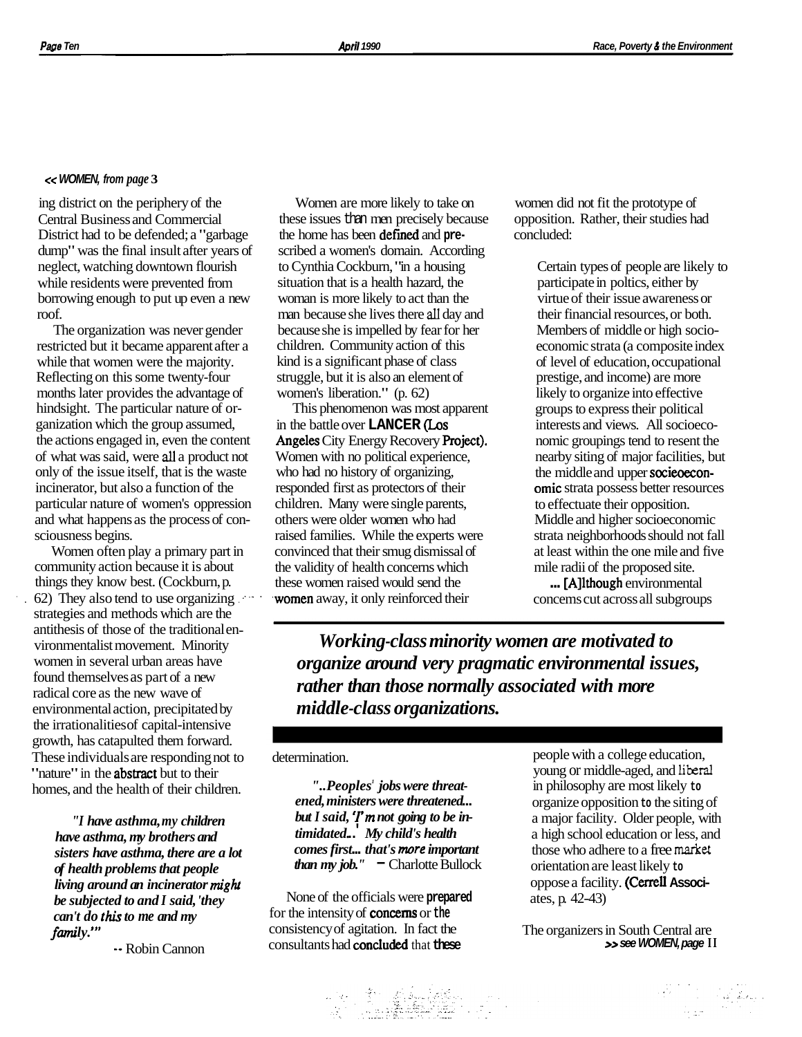*<< WOMEN, from page 3*

ing district on the periphery of the Central Business and Commercial District had to be defended; a "garbage dump" was the final insult after years of neglect, watching downtown flourish while residents were prevented from borrowing enough to put up even a new roof.

The organization was never gender restricted but it became apparent after a while that women were the majority. Reflecting on this some twenty-four months later provides the advantage of hindsight. The particular nature of organization which the group assumed, the actions engaged in, even the content of what was said, were all a product not only of the issue itself, that is the waste incinerator, but also a function of the particular nature of women's oppression and what happens as the process of consciousness begins.

Women often play a primary part in community action because it is about things they know best. (Cockburn, p. 62) They also tend to use organizing strategies and methods which are the antithesis of those of the traditional environmentalist movement. Minority women in several urban areas have found themselves as part of a new radical core as the new wave of environmental action, precipitated by the irrationalities of capital-intensive growth, has catapulted them forward. These individuals are responding not to "nature" in the abstract but to their homes, and the health of their children.

> ***"I have asthma, my children have asthma, my brothers and sisters have asthma, there are a lot of health problems that people living around an incinerator might be subjected to and I said, 'they can't do this to me and my family.'"***
>
> -- Robin Cannon

Women are more likely to take on these issues than men precisely because the home has been defined and prescribed a women's domain. According to Cynthia Cockburn, "in a housing situation that is a health hazard, the woman is more likely to act than the man because she lives there all day and because she is impelled by fear for her children. Community action of this kind is a significant phase of class struggle, but it is also an element of women's liberation." (p. 62)

This phenomenon was most apparent in the battle over **LANCER** (Los Angeles City Energy Recovery Project). Women with no political experience, who had no history of organizing, responded first as protectors of their children. Many were single parents, others were older women who had raised families. While the experts were convinced that their smug dismissal of the validity of health concerns which these women raised would send the women away, it only reinforced their determination.

> ***"..Peoples' jobs were threatened, ministers were threatened... but I said, 'I'm not going to be intimidated..' My child's health comes first... that's more important than my job."*** – Charlotte Bullock

None of the officials were prepared for the intensity of concerns or the consistency of agitation. In fact the consultants had concluded that these women did not fit the prototype of opposition. Rather, their studies had concluded:

> Certain types of people are likely to participate in poltics, either by virtue of their issue awareness or their financial resources, or both. Members of middle or high socioeconomic strata (a composite index of level of education, occupational prestige, and income) are more likely to organize into effective groups to express their political interests and views. All socioeconomic groupings tend to resent the nearby siting of major facilities, but the middle and upper socioeconomic strata possess better resources to effectuate their opposition. Middle and higher socioeconomic strata neighborhoods should not fall at least within the one mile and five mile radii of the proposed site.
>
> ... [A]lthough environmental concerns cut across all subgroups people with a college education, young or middle-aged, and liberal in philosophy are most likely to organize opposition to the siting of a major facility. Older people, with a high school education or less, and those who adhere to a free market orientation are least likely to oppose a facility. (Cerrell Associates, p. 42-43)

***Working-class minority women are motivated to organize around very pragmatic environmental issues, rather than those normally associated with more middle-class organizations.***

The organizers in South Central are

*>> see WOMEN, page 11*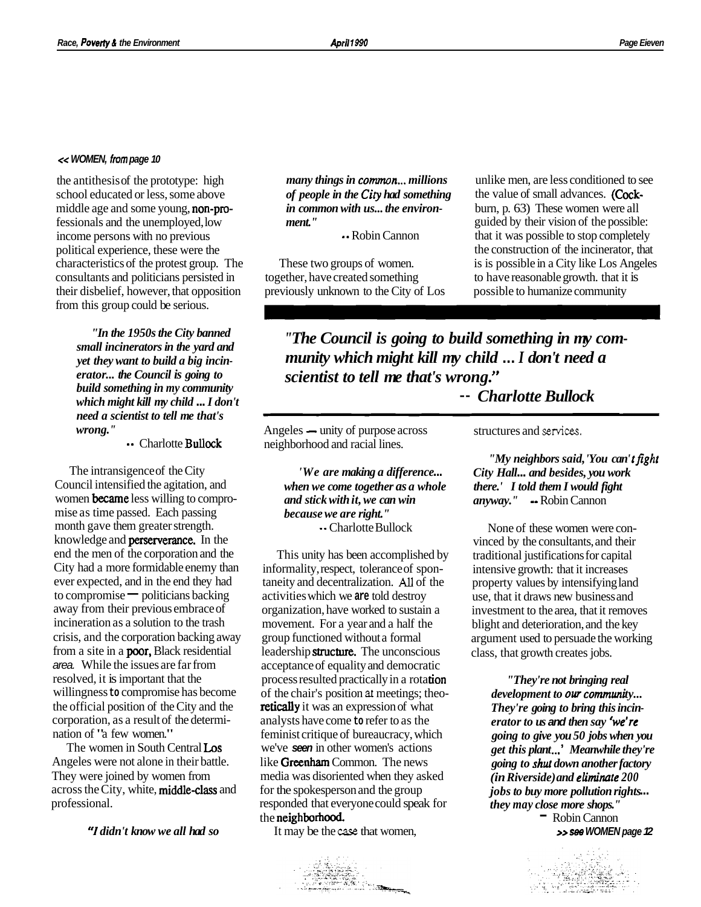<< *WOMEN, from page 10*

the antithesis of the prototype: high school educated or less, some above middle age and some young, non-professionals and the unemployed, low income persons with no previous political experience, these were the characteristics of the protest group. The consultants and politicians persisted in their disbelief, however, that opposition from this group could be serious.

> ***"In the 1950s the City banned small incinerators in the yard and yet they want to build a big incinerator... the Council is going to build something in my community which might kill my child ... I don't need a scientist to tell me that's wrong."***
>
> -- Charlotte Bullock

The intransigence of the City Council intensified the agitation, and women became less willing to compromise as time passed. Each passing month gave them greater strength. knowledge and perserverance. In the end the men of the corporation and the City had a more formidable enemy than ever expected, and in the end they had to compromise — politicians backing away from their previous embrace of incineration as a solution to the trash crisis, and the corporation backing away from a site in a poor, Black residential area. While the issues are far from resolved, it is important that the willingness to compromise has become the official position of the City and the corporation, as a result of the determination of "a few women."

The women in South Central Los Angeles were not alone in their battle. They were joined by women from across the City, white, middle-class and professional.

> ***"I didn't know we all had so many things in common... millions of people in the City had something in common with us... the environment."***
>
> -- Robin Cannon

These two groups of women. together, have created something previously unknown to the City of Los Angeles — unity of purpose across neighborhood and racial lines.

> ***"The Council is going to build something in my community which might kill my child ... I don't need a scientist to tell me that's wrong."***
>
> ***-- Charlotte Bullock***

> ***'We are making a difference... when we come together as a whole and stick with it, we can win because we are right."***
>
> -- Charlotte Bullock

This unity has been accomplished by informality, respect, tolerance of spontaneity and decentralization. All of the activities which we are told destroy organization, have worked to sustain a movement. For a year and a half the group functioned without a formal leadership structure. The unconscious acceptance of equality and democratic process resulted practically in a rotation of the chair's position at meetings; theoretically it was an expression of what analysts have come to refer to as the feminist critique of bureaucracy, which we've seen in other women's actions like Greenham Common. The news media was disoriented when they asked for the spokesperson and the group responded that everyone could speak for the neighborhood.

It may be the case that women, unlike men, are less conditioned to see the value of small advances. (Cockburn, p. 63) These women were all guided by their vision of the possible: that it was possible to stop completely the construction of the incinerator, that is is possible in a City like Los Angeles to have reasonable growth. that it is possible to humanize community structures and services.

> ***"My neighbors said, 'You can't fight City Hall... and besides, you work there.' I told them I would fight anyway."*** -- Robin Cannon

None of these women were convinced by the consultants, and their traditional justifications for capital intensive growth: that it increases property values by intensifying land use, that it draws new business and investment to the area, that it removes blight and deterioration, and the key argument used to persuade the working class, that growth creates jobs.

> ***"They're not bringing real development to our community... They're going to bring this incinerator to us and then say 'we're going to give you 50 jobs when you get this plant...' Meanwhile they're going to shut down another factory (in Riverside) and eliminate 200 jobs to buy more pollution rights... they may close more shops."***
>
> — Robin Cannon

>> *see WOMEN page 12*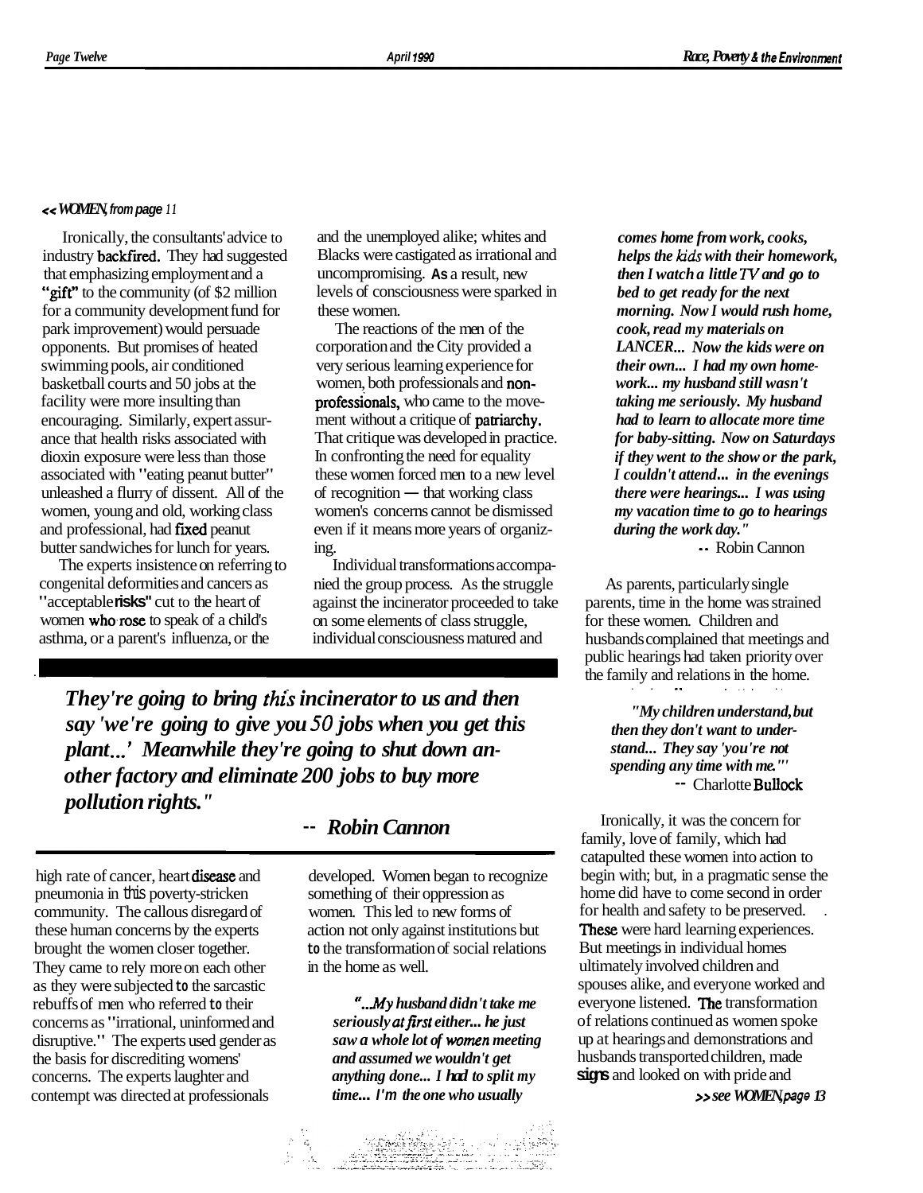<< *WOMEN, from page 11*

Ironically, the consultants' advice to industry backfired. They had suggested that emphasizing employment and a "gift" to the community (of $2 million for a community development fund for park improvement) would persuade opponents. But promises of heated swimming pools, air conditioned basketball courts and 50 jobs at the facility were more insulting than encouraging. Similarly, expert assurance that health risks associated with dioxin exposure were less than those associated with "eating peanut butter" unleashed a flurry of dissent. All of the women, young and old, working class and professional, had fixed peanut butter sandwiches for lunch for years.

The experts insistence on referring to congenital deformities and cancers as "acceptable risks" cut to the heart of women who rose to speak of a child's asthma, or a parent's influenza, or the high rate of cancer, heart disease and pneumonia in this poverty-stricken community. The callous disregard of these human concerns by the experts brought the women closer together. They came to rely more on each other as they were subjected to the sarcastic rebuffs of men who referred to their concerns as "irrational, uninformed and disruptive." The experts used gender as the basis for discrediting womens' concerns. The experts laughter and contempt was directed at professionals and the unemployed alike; whites and Blacks were castigated as irrational and uncompromising. As a result, new levels of consciousness were sparked in these women.

The reactions of the men of the corporation and the City provided a very serious learning experience for women, both professionals and non-professionals, who came to the movement without a critique of patriarchy. That critique was developed in practice. In confronting the need for equality these women forced men to a new level of recognition — that working class women's concerns cannot be dismissed even if it means more years of organizing.

Individual transformations accompanied the group process. As the struggle against the incinerator proceeded to take on some elements of class struggle, individual consciousness matured and developed. Women began to recognize something of their oppression as women. This led to new forms of action not only against institutions but to the transformation of social relations in the home as well.

> ***"...My husband didn't take me seriously at first either... he just saw a whole lot of women meeting and assumed we wouldn't get anything done... I had to split my time... I'm the one who usually comes home from work, cooks, helps the kids with their homework, then I watch a little TV and go to bed to get ready for the next morning. Now I would rush home, cook, read my materials on LANCER... Now the kids were on their own... I had my own homework... my husband still wasn't taking me seriously. My husband had to learn to allocate more time for baby-sitting. Now on Saturdays if they went to the show or the park, I couldn't attend... in the evenings there were hearings... I was using my vacation time to go to hearings during the work day."***
>
> -- Robin Cannon

> ***They're going to bring this incinerator to us and then say 'we're going to give you 50 jobs when you get this plant...' Meanwhile they're going to shut down another factory and eliminate 200 jobs to buy more pollution rights."***
>
> ***-- Robin Cannon***

As parents, particularly single parents, time in the home was strained for these women. Children and husbands complained that meetings and public hearings had taken priority over the family and relations in the home.

> ***"My children understand, but then they don't want to understand... They say 'you're not spending any time with me.'"***
>
> -- Charlotte Bullock

Ironically, it was the concern for family, love of family, which had catapulted these women into action to begin with; but, in a pragmatic sense the home did have to come second in order for health and safety to be preserved. These were hard learning experiences. But meetings in individual homes ultimately involved children and spouses alike, and everyone worked and everyone listened. The transformation of relations continued as women spoke up at hearings and demonstrations and husbands transported children, made signs and looked on with pride and

>> *see WOMEN, page 13*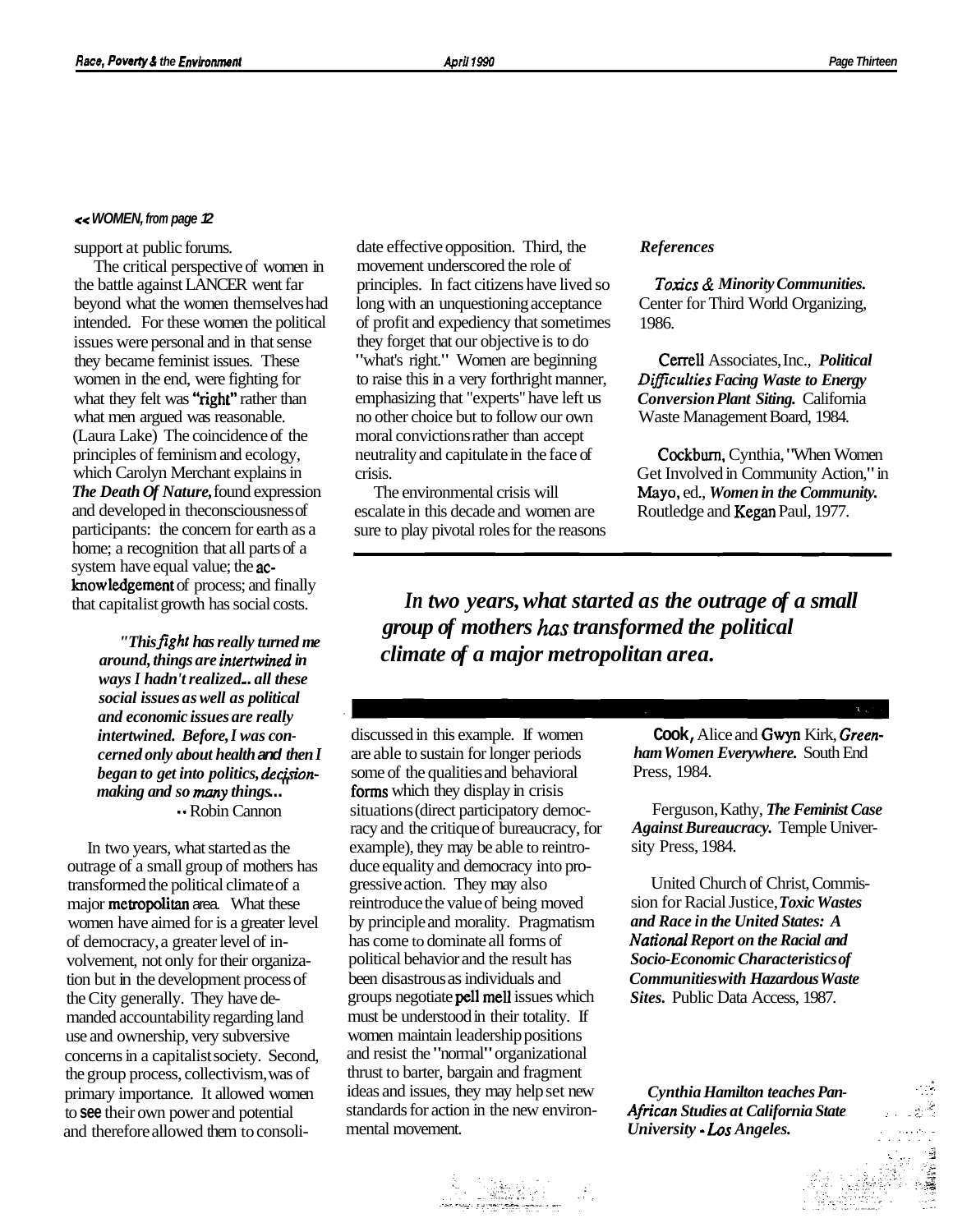*<< WOMEN, from page 12*

support at public forums.

The critical perspective of women in the battle against LANCER went far beyond what the women themselves had intended. For these women the political issues were personal and in that sense they became feminist issues. These women in the end, were fighting for what they felt was "right" rather than what men argued was reasonable. (Laura Lake) The coincidence of the principles of feminism and ecology, which Carolyn Merchant explains in ***The Death Of Nature***, found expression and developed in the consciousness of participants: the concern for earth as a home; a recognition that all parts of a system have equal value; the acknowledgement of process; and finally that capitalist growth has social costs.

> ***"This fight has really turned me around, things are intertwined in ways I hadn't realized... all these social issues as well as political and economic issues are really intertwined. Before, I was concerned only about health and then I began to get into politics, decision-making and so many things..."***
> -- Robin Cannon

In two years, what started as the outrage of a small group of mothers has transformed the political climate of a major metropolitan area. What these women have aimed for is a greater level of democracy, a greater level of involvement, not only for their organization but in the development process of the City generally. They have demanded accountability regarding land use and ownership, very subversive concerns in a capitalist society. Second, the group process, collectivism, was of primary importance. It allowed women to see their own power and potential and therefore allowed them to consolidate effective opposition. Third, the movement underscored the role of principles. In fact citizens have lived so long with an unquestioning acceptance of profit and expediency that sometimes they forget that our objective is to do "what's right." Women are beginning to raise this in a very forthright manner, emphasizing that "experts" have left us no other choice but to follow our own moral convictions rather than accept neutrality and capitulate in the face of crisis.

The environmental crisis will escalate in this decade and women are sure to play pivotal roles for the reasons discussed in this example. If women are able to sustain for longer periods some of the qualities and behavioral forms which they display in crisis situations (direct participatory democracy and the critique of bureaucracy, for example), they may be able to reintroduce equality and democracy into progressive action. They may also reintroduce the value of being moved by principle and morality. Pragmatism has come to dominate all forms of political behavior and the result has been disastrous as individuals and groups negotiate pell mell issues which must be understood in their totality. If women maintain leadership positions and resist the "normal" organizational thrust to barter, bargain and fragment ideas and issues, they may help set new standards for action in the new environmental movement.

***In two years, what started as the outrage of a small group of mothers has transformed the political climate of a major metropolitan area.***

***References***

*Toxics & Minority Communities.* Center for Third World Organizing, 1986.

Cerrell Associates, Inc., ***Political Difficulties Facing Waste to Energy Conversion Plant Siting.*** California Waste Management Board, 1984.

Cockburn, Cynthia, "When Women Get Involved in Community Action," in Mayo, ed., ***Women in the Community.*** Routledge and Kegan Paul, 1977.

Cook, Alice and Gwyn Kirk, ***Greenham Women Everywhere.*** South End Press, 1984.

Ferguson, Kathy, ***The Feminist Case Against Bureaucracy.*** Temple University Press, 1984.

United Church of Christ, Commission for Racial Justice, ***Toxic Wastes and Race in the United States: A National Report on the Racial and Socio-Economic Characteristics of Communities with Hazardous Waste Sites.*** Public Data Access, 1987.

***Cynthia Hamilton teaches Pan-African Studies at California State University - Los Angeles.***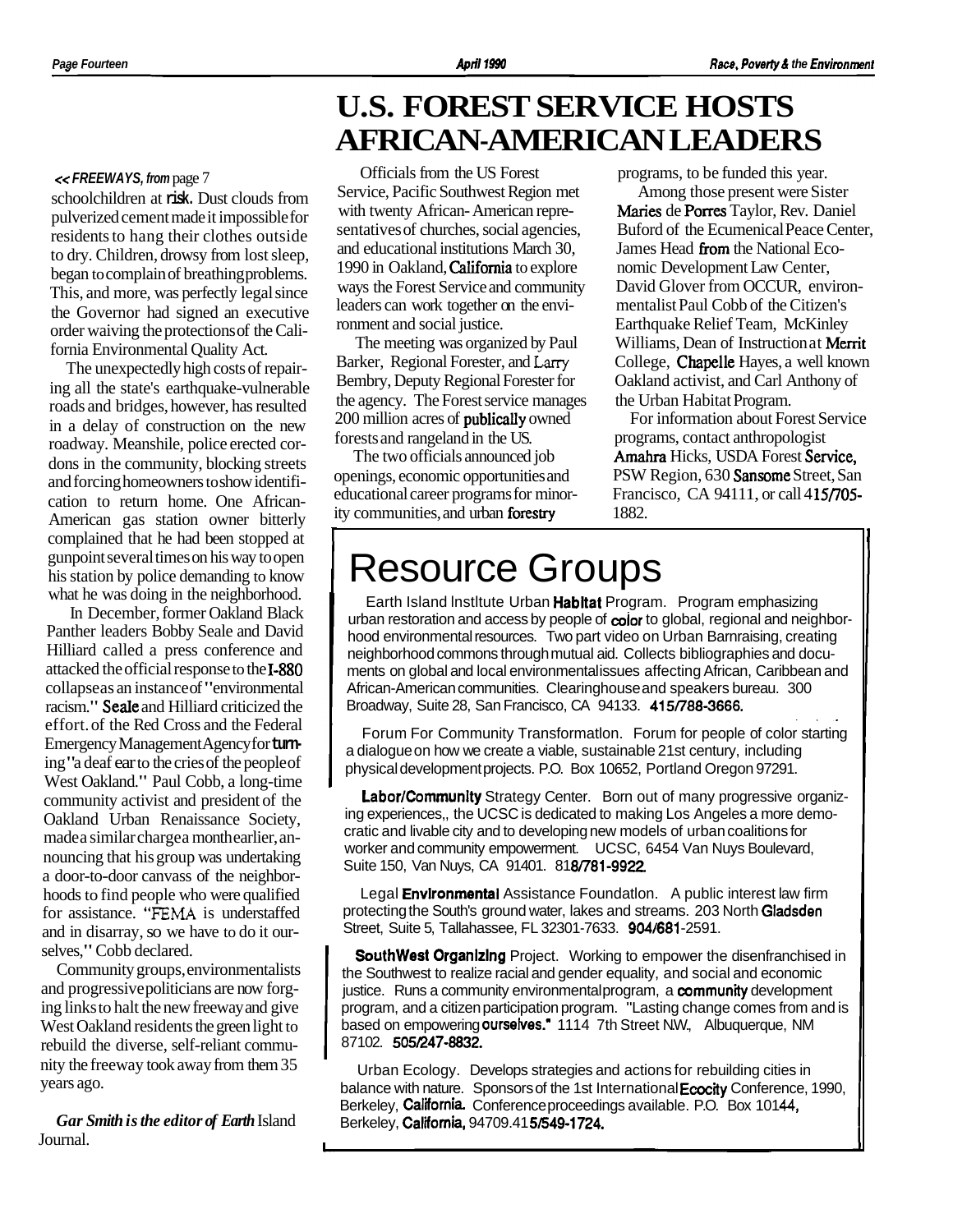*<< FREEWAYS, from page 7*

schoolchildren at risk. Dust clouds from pulverized cement made it impossible for residents to hang their clothes outside to dry. Children, drowsy from lost sleep, began to complain of breathing problems. This, and more, was perfectly legal since the Governor had signed an executive order waiving the protections of the California Environmental Quality Act.

The unexpectedly high costs of repairing all the state's earthquake-vulnerable roads and bridges, however, has resulted in a delay of construction on the new roadway. Meanshile, police erected cordons in the community, blocking streets and forcing homeowners to show identification to return home. One African-American gas station owner bitterly complained that he had been stopped at gunpoint several times on his way to open his station by police demanding to know what he was doing in the neighborhood.

In December, former Oakland Black Panther leaders Bobby Seale and David Hilliard called a press conference and attacked the official response to the I-880 collapse as an instance of "environmental racism." Seale and Hilliard criticized the effort. of the Red Cross and the Federal Emergency Management Agency for turning "a deaf ear to the cries of the people of West Oakland." Paul Cobb, a long-time community activist and president of the Oakland Urban Renaissance Society, made a similar charge a month earlier, announcing that his group was undertaking a door-to-door canvass of the neighborhoods to find people who were qualified for assistance. "FEMA is understaffed and in disarray, so we have to do it ourselves," Cobb declared.

Community groups, environmentalists and progressive politicians are now forging links to halt the new freeway and give West Oakland residents the green light to rebuild the diverse, self-reliant community the freeway took away from them 35 years ago.

***Gar Smith is the editor of Earth** Island Journal.*

# U.S. FOREST SERVICE HOSTS AFRICAN-AMERICAN LEADERS

Officials from the US Forest Service, Pacific Southwest Region met with twenty African-American representatives of churches, social agencies, and educational institutions March 30, 1990 in Oakland, California to explore ways the Forest Service and community leaders can work together on the environment and social justice.

The meeting was organized by Paul Barker, Regional Forester, and Larry Bembry, Deputy Regional Forester for the agency. The Forest service manages 200 million acres of publically owned forests and rangeland in the US.

The two officials announced job openings, economic opportunities and educational career programs for minority communities, and urban forestry programs, to be funded this year.

Among those present were Sister Maries de Porres Taylor, Rev. Daniel Buford of the Ecumenical Peace Center, James Head from the National Economic Development Law Center, David Glover from OCCUR, environmentalist Paul Cobb of the Citizen's Earthquake Relief Team, McKinley Williams, Dean of Instruction at Merrit College, Chapelle Hayes, a well known Oakland activist, and Carl Anthony of the Urban Habitat Program.

For information about Forest Service programs, contact anthropologist Amahra Hicks, USDA Forest Service, PSW Region, 630 Sansome Street, San Francisco, CA 94111, or call 415/705-1882.

# Resource Groups

Earth Island Institute Urban **Habitat** Program. Program emphasizing urban restoration and access by people of color to global, regional and neighborhood environmental resources. Two part video on Urban Barnraising, creating neighborhood commons through mutual aid. Collects bibliographies and documents on global and local environmental issues affecting African, Caribbean and African-American communities. Clearinghouse and speakers bureau. 300 Broadway, Suite 28, San Francisco, CA 94133. **415/788-3666.**

Forum For Community Transformation. Forum for people of color starting a dialogue on how we create a viable, sustainable 21st century, including physical development projects. P.O. Box 10652, Portland Oregon 97291.

**Labor/Community** Strategy Center. Born out of many progressive organizing experiences,, the UCSC is dedicated to making Los Angeles a more democratic and livable city and to developing new models of urban coalitions for worker and community empowerment. UCSC, 6454 Van Nuys Boulevard, Suite 150, Van Nuys, CA 91401. **818/781-9922.**

Legal **Environmental** Assistance Foundation. A public interest law firm protecting the South's ground water, lakes and streams. 203 North Gladsden Street, Suite 5, Tallahassee, FL 32301-7633. **904/681**-2591.

**SouthWest Organizing** Project. Working to empower the disenfranchised in the Southwest to realize racial and gender equality, and social and economic justice. Runs a community environmental program, a **community** development program, and a citizen participation program. "Lasting change comes from and is based on empowering **ourselves.**" 1114 7th Street N.W., Albuquerque, NM 87102. **505/247-8832.**

Urban Ecology. Develops strategies and actions for rebuilding cities in balance with nature. Sponsors of the 1st International **Ecocity** Conference, 1990, Berkeley, California. Conference proceedings available. P.O. Box 10144, Berkeley, California, 94709. **415/549-1724.**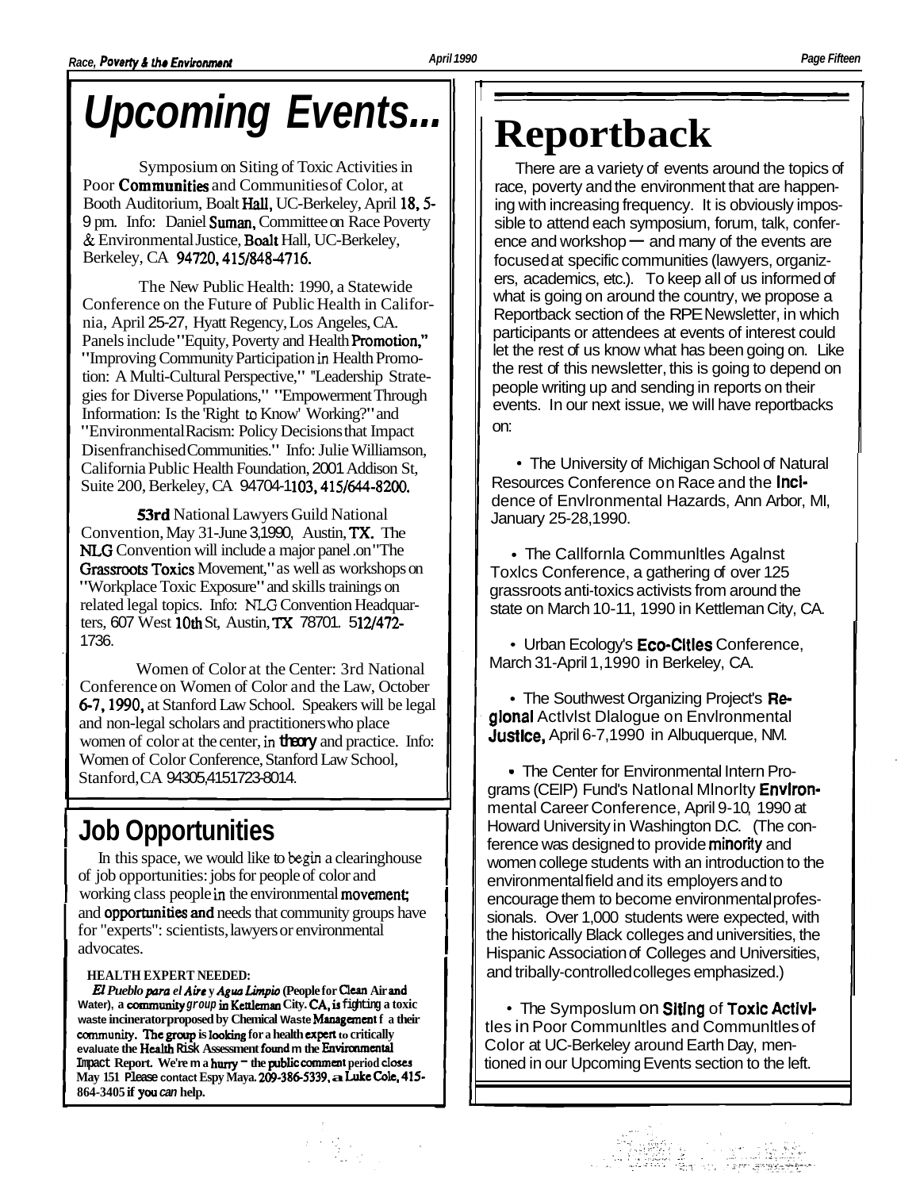# Upcoming Events...

Symposium on Siting of Toxic Activities in Poor Communities and Communities of Color, at Booth Auditorium, Boalt Hall, UC-Berkeley, April 18, 5-9 pm. Info: Daniel Suman, Committee on Race Poverty & Environmental Justice, Boalt Hall, UC-Berkeley, Berkeley, CA 94720, 415/848-4716.

The New Public Health: 1990, a Statewide Conference on the Future of Public Health in California, April 25-27, Hyatt Regency, Los Angeles, CA. Panels include "Equity, Poverty and Health Promotion," "Improving Community Participation in Health Promotion: A Multi-Cultural Perspective," "Leadership Strategies for Diverse Populations," "Empowerment Through Information: Is the 'Right to Know' Working?" and "Environmental Racism: Policy Decisions that Impact Disenfranchised Communities." Info: Julie Williamson, California Public Health Foundation, 2001 Addison St, Suite 200, Berkeley, CA 94704-1103, 415/644-8200.

53rd National Lawyers Guild National Convention, May 31-June 3, 1990, Austin, TX. The NLG Convention will include a major panel on "The Grassroots Toxics Movement," as well as workshops on "Workplace Toxic Exposure" and skills trainings on related legal topics. Info: NLG Convention Headquarters, 607 West 10th St, Austin, TX 78701. 512/472-1736.

Women of Color at the Center: 3rd National Conference on Women of Color and the Law, October 6-7, 1990, at Stanford Law School. Speakers will be legal and non-legal scholars and practitioners who place women of color at the center, in theory and practice. Info: Women of Color Conference, Stanford Law School, Stanford, CA 94305, 415/723-8014.

## Job Opportunities

In this space, we would like to begin a clearinghouse of job opportunities: jobs for people of color and working class people in the environmental movement; and opportunities and needs that community groups have for "experts": scientists, lawyers or environmental advocates.

**HEALTH EXPERT NEEDED:**

***El Pueblo para el Aire y Agua Limpio*** **(People for Clean Air and Water), a community group in Kettleman City, CA, is fighting a toxic waste incinerator proposed by Chemical Waste Management for their community. The group is looking for a health expert to critically evaluate the Health Risk Assessment found in the Environmental Impact Report. We're in a hurry – the public comment period closes May 15! Please contact Espy Maya, 209-386-5339, or Luke Cole, 415-864-3405 if you can help.**

# Reportback

There are a variety of events around the topics of race, poverty and the environment that are happening with increasing frequency. It is obviously impossible to attend each symposium, forum, talk, conference and workshop — and many of the events are focused at specific communities (lawyers, organizers, academics, etc.). To keep all of us informed of what is going on around the country, we propose a Reportback section of the RPE Newsletter, in which participants or attendees at events of interest could let the rest of us know what has been going on. Like the rest of this newsletter, this is going to depend on people writing up and sending in reports on their events. In our next issue, we will have reportbacks on:

- The University of Michigan School of Natural Resources Conference on Race and the Incidence of Environmental Hazards, Ann Arbor, MI, January 25-28, 1990.
- The California Communities Against Toxics Conference, a gathering of over 125 grassroots anti-toxics activists from around the state on March 10-11, 1990 in Kettleman City, CA.
- Urban Ecology's Eco-Cities Conference, March 31-April 1, 1990 in Berkeley, CA.
- The Southwest Organizing Project's Regional Activist Dialogue on Environmental Justice, April 6-7, 1990 in Albuquerque, NM.
- The Center for Environmental Intern Programs (CEIP) Fund's National Minority Environmental Career Conference, April 9-10, 1990 at Howard University in Washington D.C. (The conference was designed to provide minority and women college students with an introduction to the environmental field and its employers and to encourage them to become environmental professionals. Over 1,000 students were expected, with the historically Black colleges and universities, the Hispanic Association of Colleges and Universities, and tribally-controlled colleges emphasized.)
- The Symposium on Siting of Toxic Activities in Poor Communities and Communities of Color at UC-Berkeley around Earth Day, mentioned in our Upcoming Events section to the left.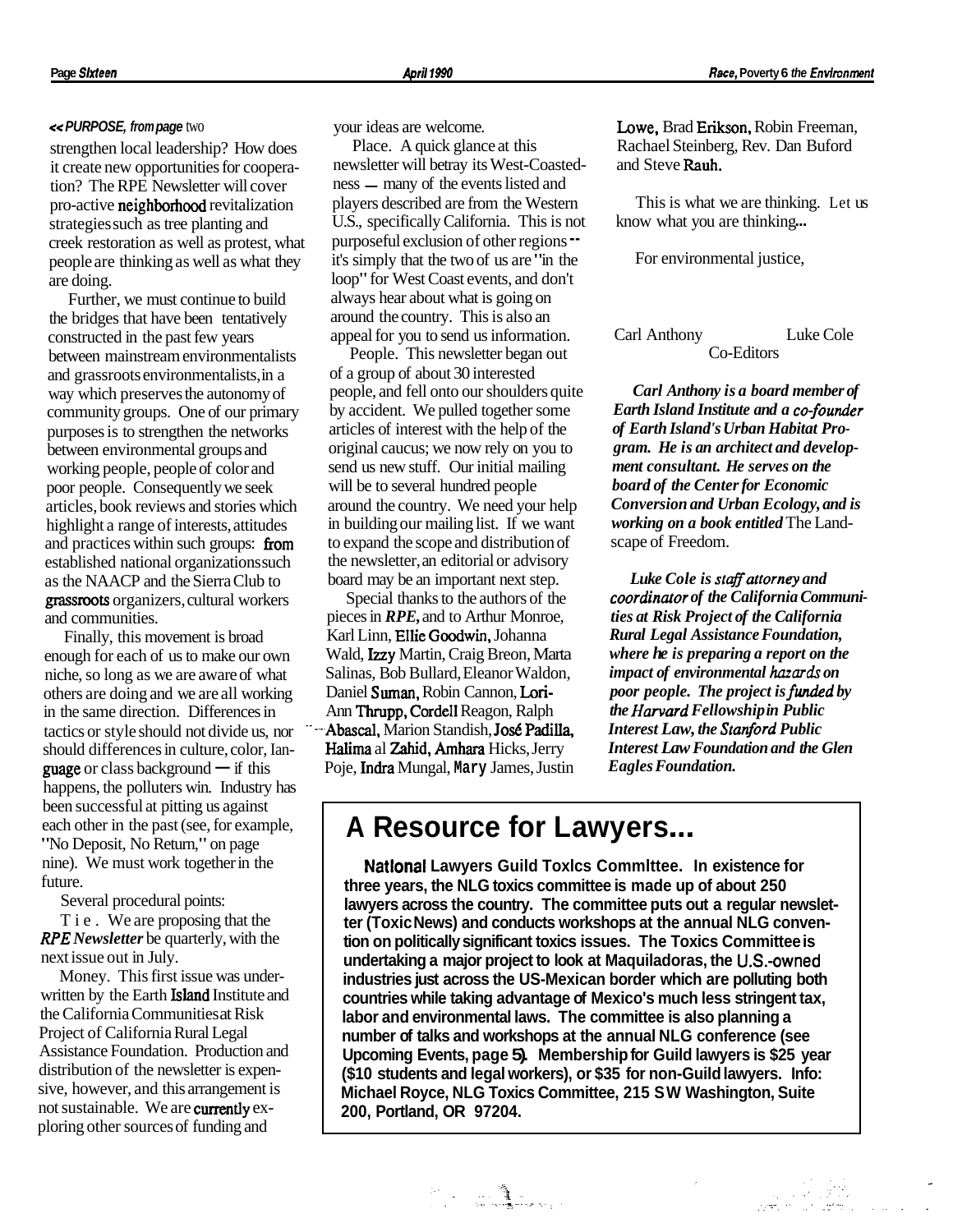*<< PURPOSE, from page two*

strengthen local leadership? How does it create new opportunities for cooperation? The RPE Newsletter will cover pro-active neighborhood revitalization strategies such as tree planting and creek restoration as well as protest, what people are thinking as well as what they are doing.

Further, we must continue to build the bridges that have been tentatively constructed in the past few years between mainstream environmentalists and grassroots environmentalists, in a way which preserves the autonomy of community groups. One of our primary purposes is to strengthen the networks between environmental groups and working people, people of color and poor people. Consequently we seek articles, book reviews and stories which highlight a range of interests, attitudes and practices within such groups: from established national organizations such as the NAACP and the Sierra Club to grassroots organizers, cultural workers and communities.

Finally, this movement is broad enough for each of us to make our own niche, so long as we are aware of what others are doing and we are all working in the same direction. Differences in tactics or style should not divide us, nor should differences in culture, color, language or class background — if this happens, the polluters win. Industry has been successful at pitting us against each other in the past (see, for example, "No Deposit, No Return," on page nine). We must work together in the future.

Several procedural points:

Time. We are proposing that the *RPE Newsletter* be quarterly, with the next issue out in July.

Money. This first issue was underwritten by the Earth Island Institute and the California Communities at Risk Project of California Rural Legal Assistance Foundation. Production and distribution of the newsletter is expensive, however, and this arrangement is not sustainable. We are currently exploring other sources of funding and your ideas are welcome.

Place. A quick glance at this newsletter will betray its West-Coastedness — many of the events listed and players described are from the Western U.S., specifically California. This is not purposeful exclusion of other regions -- it's simply that the two of us are "in the loop" for West Coast events, and don't always hear about what is going on around the country. This is also an appeal for you to send us information.

People. This newsletter began out of a group of about 30 interested people, and fell onto our shoulders quite by accident. We pulled together some articles of interest with the help of the original caucus; we now rely on you to send us new stuff. Our initial mailing will be to several hundred people around the country. We need your help in building our mailing list. If we want to expand the scope and distribution of the newsletter, an editorial or advisory board may be an important next step.

Special thanks to the authors of the pieces in *RPE*, and to Arthur Monroe, Karl Linn, Ellie Goodwin, Johanna Wald, Izzy Martin, Craig Breon, Marta Salinas, Bob Bullard, Eleanor Waldon, Daniel Suman, Robin Cannon, Lori-Ann Thrupp, Cordell Reagon, Ralph Abascal, Marion Standish, José Padilla, Halima al Zahid, Amhara Hicks, Jerry Poje, Indra Mungal, Mary James, Justin Lowe, Brad Erikson, Robin Freeman, Rachael Steinberg, Rev. Dan Buford and Steve Rauh.

This is what we are thinking. Let us know what you are thinking...

For environmental justice,

Carl Anthony Luke Cole
Co-Editors

***Carl Anthony is a board member of Earth Island Institute and a co-founder of Earth Island's Urban Habitat Program. He is an architect and development consultant. He serves on the board of the Center for Economic Conversion and Urban Ecology, and is working on a book entitled*** The Landscape of Freedom.

***Luke Cole is staff attorney and coordinator of the California Communities at Risk Project of the California Rural Legal Assistance Foundation, where he is preparing a report on the impact of environmental hazards on poor people. The project is funded by the Harvard Fellowship in Public Interest Law, the Stanford Public Interest Law Foundation and the Glen Eagles Foundation.***

## A Resource for Lawyers...

**National Lawyers Guild Toxics Committee. In existence for three years, the NLG toxics committee is made up of about 250 lawyers across the country. The committee puts out a regular newsletter (Toxic News) and conducts workshops at the annual NLG convention on politically significant toxics issues. The Toxics Committee is undertaking a major project to look at Maquiladoras, the U.S.-owned industries just across the US-Mexican border which are polluting both countries while taking advantage of Mexico's much less stringent tax, labor and environmental laws. The committee is also planning a number of talks and workshops at the annual NLG conference (see Upcoming Events, page 5). Membership for Guild lawyers is $25 year ($10 students and legal workers), or $35 for non-Guild lawyers. Info: Michael Royce, NLG Toxics Committee, 215 SW Washington, Suite 200, Portland, OR 97204.**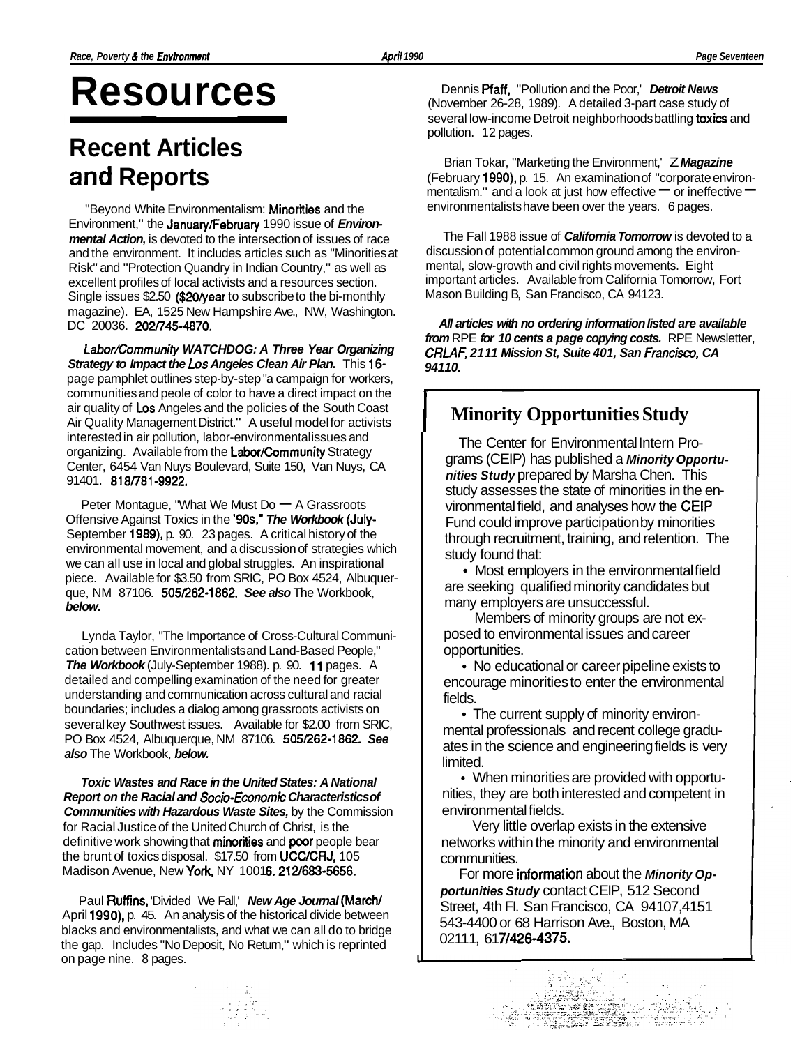# Resources

## Recent Articles and Reports

"Beyond White Environmentalism: Minorities and the Environment," the January/February 1990 issue of ***Environmental Action,*** is devoted to the intersection of issues of race and the environment. It includes articles such as "Minorities at Risk" and "Protection Quandry in Indian Country," as well as excellent profiles of local activists and a resources section. Single issues $2.50 ($20/year to subscribe to the bi-monthly magazine). EA, 1525 New Hampshire Ave., NW, Washington. DC 20036. 202/745-4870.

***Labor/Community WATCHDOG: A Three Year Organizing Strategy to Impact the Los Angeles Clean Air Plan.*** This 16-page pamphlet outlines step-by-step "a campaign for workers, communities and peole of color to have a direct impact on the air quality of Los Angeles and the policies of the South Coast Air Quality Management District." A useful model for activists interested in air pollution, labor-environmental issues and organizing. Available from the Labor/Community Strategy Center, 6454 Van Nuys Boulevard, Suite 150, Van Nuys, CA 91401. 818/781-9922.

Peter Montague, "What We Must Do — A Grassroots Offensive Against Toxics in the '90s," ***The Workbook*** (July-September 1989), p. 90. 23 pages. A critical history of the environmental movement, and a discussion of strategies which we can all use in local and global struggles. An inspirational piece. Available for $3.50 from SRIC, PO Box 4524, Albuquerque, NM 87106. 505/262-1862. ***See also*** The Workbook, ***below.***

Lynda Taylor, "The Importance of Cross-Cultural Communication between Environmentalists and Land-Based People," ***The Workbook*** (July-September 1988). p. 90. 11 pages. A detailed and compelling examination of the need for greater understanding and communication across cultural and racial boundaries; includes a dialog among grassroots activists on several key Southwest issues. Available for $2.00 from SRIC, PO Box 4524, Albuquerque, NM 87106. 505/262-1862. ***See also*** The Workbook, ***below.***

***Toxic Wastes and Race in the United States: A National Report on the Racial and Socio-Economic Characteristics of Communities with Hazardous Waste Sites,*** by the Commission for Racial Justice of the United Church of Christ, is the definitive work showing that minorities and poor people bear the brunt of toxics disposal. $17.50 from UCC/CRJ, 105 Madison Avenue, New York, NY 10016. 212/683-5656.

Paul Ruffins, 'Divided We Fall,' ***New Age Journal*** (March/April 1990), p. 45. An analysis of the historical divide between blacks and environmentalists, and what we can all do to bridge the gap. Includes "No Deposit, No Return," which is reprinted on page nine. 8 pages.

Dennis Pfaff, "Pollution and the Poor,' ***Detroit News*** (November 26-28, 1989). A detailed 3-part case study of several low-income Detroit neighborhoods battling toxics and pollution. 12 pages.

Brian Tokar, "Marketing the Environment,' ***Z Magazine*** (February 1990), p. 15. An examination of "corporate environmentalism." and a look at just how effective — or ineffective — environmentalists have been over the years. 6 pages.

The Fall 1988 issue of ***California Tomorrow*** is devoted to a discussion of potential common ground among the environmental, slow-growth and civil rights movements. Eight important articles. Available from California Tomorrow, Fort Mason Building B, San Francisco, CA 94123.

***All articles with no ordering information listed are available from*** RPE ***for 10 cents a page copying costs.*** RPE Newsletter, ***CRLAF, 2111 Mission St, Suite 401, San Francisco, CA 94110.***

## Minority Opportunities Study

The Center for Environmental Intern Programs (CEIP) has published a ***Minority Opportunities Study*** prepared by Marsha Chen. This study assesses the state of minorities in the environmental field, and analyses how the CEIP Fund could improve participation by minorities through recruitment, training, and retention. The study found that:

- Most employers in the environmental field are seeking qualified minority candidates but many employers are unsuccessful.
- Members of minority groups are not exposed to environmental issues and career opportunities.
- No educational or career pipeline exists to encourage minorities to enter the environmental fields.
- The current supply of minority environmental professionals and recent college graduates in the science and engineering fields is very limited.
- When minorities are provided with opportunities, they are both interested and competent in environmental fields.
- Very little overlap exists in the extensive networks within the minority and environmental communities.

For more information about the ***Minority Opportunities Study*** contact CEIP, 512 Second Street, 4th Fl. San Francisco, CA 94107,4151 543-4400 or 68 Harrison Ave., Boston, MA 02111, 617/426-4375.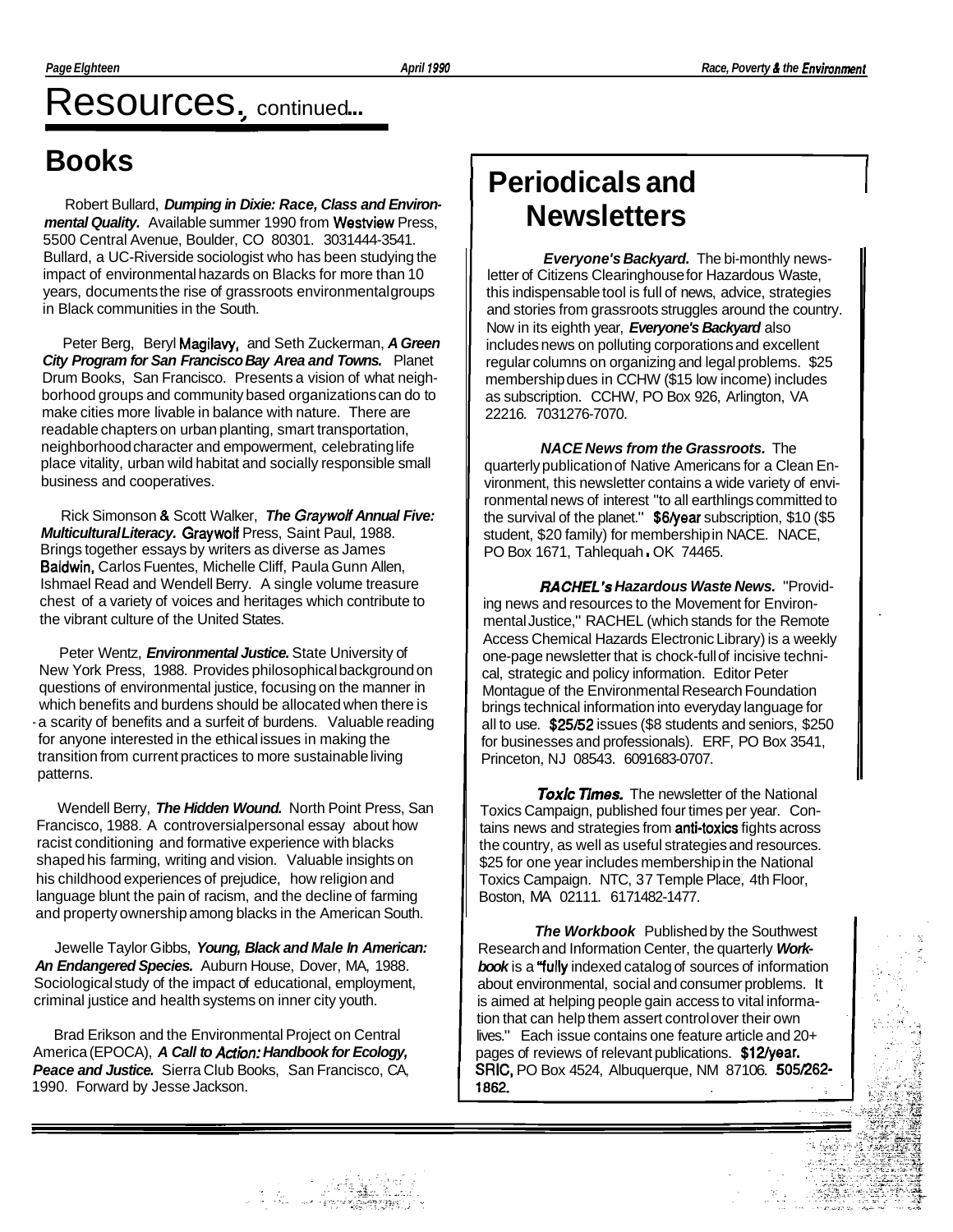# Resources, continued...

## Books

Robert Bullard, ***Dumping in Dixie: Race, Class and Environmental Quality.*** Available summer 1990 from Westview Press, 5500 Central Avenue, Boulder, CO 80301. 3031444-3541. Bullard, a UC-Riverside sociologist who has been studying the impact of environmental hazards on Blacks for more than 10 years, documents the rise of grassroots environmental groups in Black communities in the South.

Peter Berg, Beryl Magilavy, and Seth Zuckerman, ***A Green City Program for San Francisco Bay Area and Towns.*** Planet Drum Books, San Francisco. Presents a vision of what neighborhood groups and community based organizations can do to make cities more livable in balance with nature. There are readable chapters on urban planting, smart transportation, neighborhood character and empowerment, celebrating life place vitality, urban wild habitat and socially responsible small business and cooperatives.

Rick Simonson & Scott Walker, ***The Graywolf Annual Five: Multicultural Literacy.*** Graywolf Press, Saint Paul, 1988. Brings together essays by writers as diverse as James Baldwin, Carlos Fuentes, Michelle Cliff, Paula Gunn Allen, Ishmael Read and Wendell Berry. A single volume treasure chest of a variety of voices and heritages which contribute to the vibrant culture of the United States.

Peter Wentz, ***Environmental Justice.*** State University of New York Press, 1988. Provides philosophical background on questions of environmental justice, focusing on the manner in which benefits and burdens should be allocated when there is a scarity of benefits and a surfeit of burdens. Valuable reading for anyone interested in the ethical issues in making the transition from current practices to more sustainable living patterns.

Wendell Berry, ***The Hidden Wound.*** North Point Press, San Francisco, 1988. A controversial personal essay about how racist conditioning and formative experience with blacks shaped his farming, writing and vision. Valuable insights on his childhood experiences of prejudice, how religion and language blunt the pain of racism, and the decline of farming and property ownership among blacks in the American South.

Jewelle Taylor Gibbs, ***Young, Black and Male In American: An Endangered Species.*** Auburn House, Dover, MA, 1988. Sociological study of the impact of educational, employment, criminal justice and health systems on inner city youth.

Brad Erikson and the Environmental Project on Central America (EPOCA), ***A Call to Action: Handbook for Ecology, Peace and Justice.*** Sierra Club Books, San Francisco, CA, 1990. Forward by Jesse Jackson.

## Periodicals and Newsletters

***Everyone's Backyard.*** The bi-monthly newsletter of Citizens Clearinghouse for Hazardous Waste, this indispensable tool is full of news, advice, strategies and stories from grassroots struggles around the country. Now in its eighth year, ***Everyone's Backyard*** also includes news on polluting corporations and excellent regular columns on organizing and legal problems. $25 membership dues in CCHW ($15 low income) includes as subscription. CCHW, PO Box 926, Arlington, VA 22216. 7031276-7070.

***NACE News from the Grassroots.*** The quarterly publication of Native Americans for a Clean Environment, this newsletter contains a wide variety of environmental news of interest "to all earthlings committed to the survival of the planet." $6/year subscription, $10 ($5 student, $20 family) for membership in NACE. NACE, PO Box 1671, Tahlequah. OK 74465.

***RACHEL's Hazardous Waste News.*** "Providing news and resources to the Movement for Environmental Justice," RACHEL (which stands for the Remote Access Chemical Hazards Electronic Library) is a weekly one-page newsletter that is chock-full of incisive technical, strategic and policy information. Editor Peter Montague of the Environmental Research Foundation brings technical information into everyday language for all to use. $25/52 issues ($8 students and seniors, $250 for businesses and professionals). ERF, PO Box 3541, Princeton, NJ 08543. 6091683-0707.

***Toxic Times.*** The newsletter of the National Toxics Campaign, published four times per year. Contains news and strategies from anti-toxics fights across the country, as well as useful strategies and resources. $25 for one year includes membership in the National Toxics Campaign. NTC, 37 Temple Place, 4th Floor, Boston, MA 02111. 6171482-1477.

***The Workbook*** Published by the Southwest Research and Information Center, the quarterly ***Workbook*** is a "fully indexed catalog of sources of information about environmental, social and consumer problems. It is aimed at helping people gain access to vital information that can help them assert control over their own lives." Each issue contains one feature article and 20+ pages of reviews of relevant publications. $12/year. SRIC, PO Box 4524, Albuquerque, NM 87106. 505/262-1862.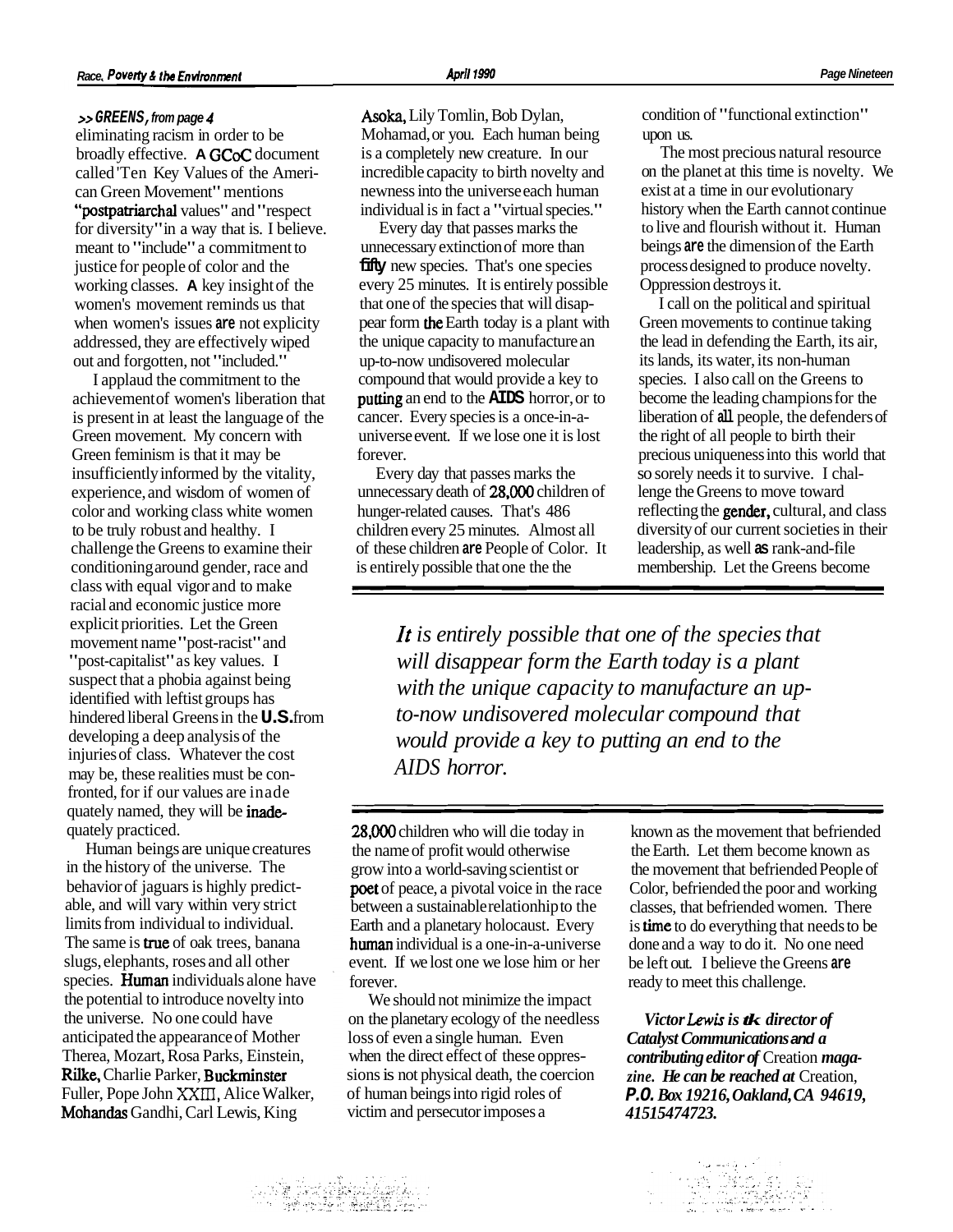*>> GREENS, from page 4*

eliminating racism in order to be broadly effective. A GCoC document called 'Ten Key Values of the American Green Movement" mentions "postpatriarchal values" and "respect for diversity" in a way that is. I believe. meant to "include" a commitment to justice for people of color and the working classes. A key insight of the women's movement reminds us that when women's issues are not explicity addressed, they are effectively wiped out and forgotten, not "included."

I applaud the commitment to the achievement of women's liberation that is present in at least the language of the Green movement. My concern with Green feminism is that it may be insufficiently informed by the vitality, experience, and wisdom of women of color and working class white women to be truly robust and healthy. I challenge the Greens to examine their conditioning around gender, race and class with equal vigor and to make racial and economic justice more explicit priorities. Let the Green movement name "post-racist" and "post-capitalist" as key values. I suspect that a phobia against being identified with leftist groups has hindered liberal Greens in the U.S. from developing a deep analysis of the injuries of class. Whatever the cost may be, these realities must be confronted, for if our values are inadequately named, they will be inadequately practiced.

Human beings are unique creatures in the history of the universe. The behavior of jaguars is highly predictable, and will vary within very strict limits from individual to individual. The same is true of oak trees, banana slugs, elephants, roses and all other species. Human individuals alone have the potential to introduce novelty into the universe. No one could have anticipated the appearance of Mother Therea, Mozart, Rosa Parks, Einstein, Rilke, Charlie Parker, Buckminster Fuller, Pope John XXIII, Alice Walker, Mohandas Gandhi, Carl Lewis, King Asoka, Lily Tomlin, Bob Dylan, Mohamad, or you. Each human being is a completely new creature. In our incredible capacity to birth novelty and newness into the universe each human individual is in fact a "virtual species."

Every day that passes marks the unnecessary extinction of more than fifty new species. That's one species every 25 minutes. It is entirely possible that one of the species that will disappear form the Earth today is a plant with the unique capacity to manufacture an up-to-now undisovered molecular compound that would provide a key to putting an end to the AIDS horror, or to cancer. Every species is a once-in-a-universe event. If we lose one it is lost forever.

Every day that passes marks the unnecessary death of 28,000 children of hunger-related causes. That's 486 children every 25 minutes. Almost all of these children are People of Color. It is entirely possible that one the the 28,000 children who will die today in the name of profit would otherwise grow into a world-saving scientist or poet of peace, a pivotal voice in the race between a sustainable relahtionhip to the Earth and a planetary holocaust. Every human individual is a one-in-a-universe event. If we lost one we lose him or her forever.

> *It is entirely possible that one of the species that will disappear form the Earth today is a plant with the unique capacity to manufacture an up-to-now undisovered molecular compound that would provide a key to putting an end to the AIDS horror.*

We should not minimize the impact on the planetary ecology of the needless loss of even a single human. Even when the direct effect of these oppressions is not physical death, the coercion of human beings into rigid roles of victim and persecutor imposes a condition of "functional extinction" upon us.

The most precious natural resource on the planet at this time is novelty. We exist at a time in our evolutionary history when the Earth cannot continue to live and flourish without it. Human beings are the dimension of the Earth process designed to produce novelty. Oppression destroys it.

I call on the political and spiritual Green movements to continue taking the lead in defending the Earth, its air, its lands, its water, its non-human species. I also call on the Greens to become the leading champions for the liberation of all people, the defenders of the right of all people to birth their precious uniqueness into this world that so sorely needs it to survive. I challenge the Greens to move toward reflecting the gender, cultural, and class diversity of our current societies in their leadership, as well as rank-and-file membership. Let the Greens become known as the movement that befriended the Earth. Let them become known as the movement that befriended People of Color, befriended the poor and working classes, that befriended women. There is time to do everything that needs to be done and a way to do it. No one need be left out. I believe the Greens are ready to meet this challenge.

***Victor Lewis is the director of Catalyst Communications and a contributing editor of** Creation **magazine. He can be reached at** Creation, **P.O. Box 19216, Oakland, CA 94619, 41515474723.***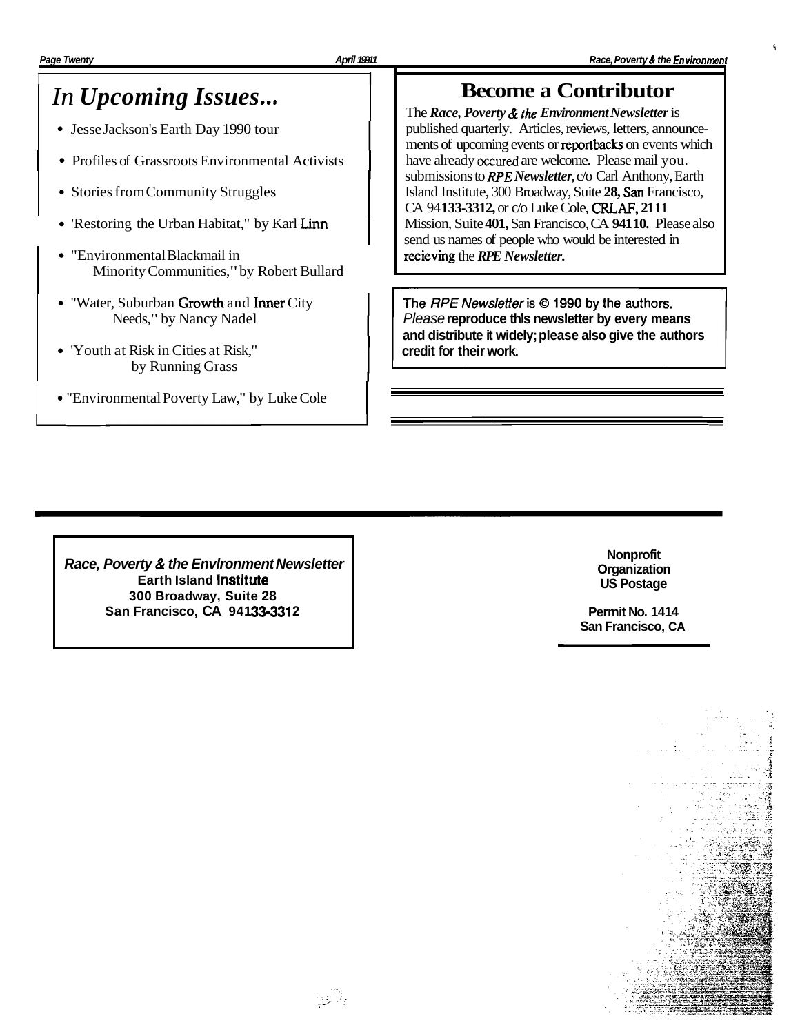# *In* ***Upcoming Issues...***

- Jesse Jackson's Earth Day 1990 tour
- Profiles of Grassroots Environmental Activists
- Stories from Community Struggles
- 'Restoring the Urban Habitat," by Karl Linn
- "Environmental Blackmail in Minority Communities," by Robert Bullard
- "Water, Suburban Growth and Inner City Needs," by Nancy Nadel
- 'Youth at Risk in Cities at Risk," by Running Grass
- "Environmental Poverty Law," by Luke Cole

## Become a Contributor

The ***Race, Poverty & the Environment Newsletter*** is published quarterly. Articles, reviews, letters, announcements of upcoming events or reportbacks on events which have already occured are welcome. Please mail you. submissions to ***RPE Newsletter,*** c/o Carl Anthony, Earth Island Institute, 300 Broadway, Suite **28,** San Francisco, CA 94**133-3312,** or c/o Luke Cole, CRLAF, **2111** Mission, Suite **401,** San Francisco, CA **94110.** Please also send us names of people who would be interested in recieving the ***RPE Newsletter.***

The *RPE Newsletter* is © 1990 by the authors. *Please* **reproduce this newsletter by every means and distribute it widely; please also give the authors credit for their work.**

***Race, Poverty & the Environment Newsletter***
**Earth Island Institute**
**300 Broadway, Suite 28**
**San Francisco, CA 94133-3312**

**Nonprofit Organization**
**US Postage**

**Permit No. 1414**
**San Francisco, CA**